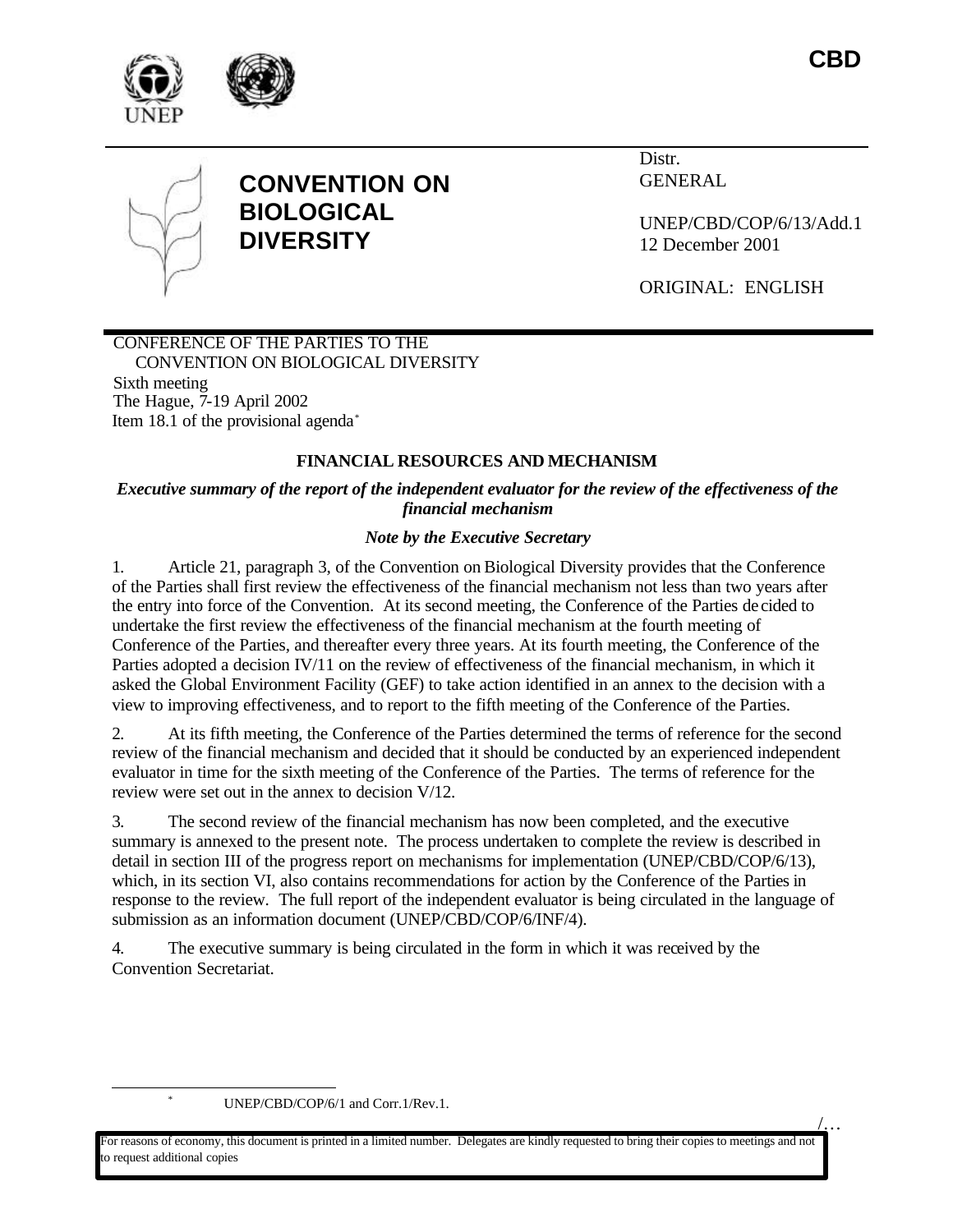CBD

# CONVENTION ON BIOLOGICAL DIVERSITY

Distr.
GENERAL

UNEP/CBD/COP/6/13/Add.1
12 December 2001

ORIGINAL: ENGLISH

CONFERENCE OF THE PARTIES TO THE CONVENTION ON BIOLOGICAL DIVERSITY
Sixth meeting
The Hague, 7-19 April 2002
Item 18.1 of the provisional agenda*

## FINANCIAL RESOURCES AND MECHANISM

### *Executive summary of the report of the independent evaluator for the review of the effectiveness of the financial mechanism*

#### *Note by the Executive Secretary*

1. Article 21, paragraph 3, of the Convention on Biological Diversity provides that the Conference of the Parties shall first review the effectiveness of the financial mechanism not less than two years after the entry into force of the Convention. At its second meeting, the Conference of the Parties decided to undertake the first review the effectiveness of the financial mechanism at the fourth meeting of Conference of the Parties, and thereafter every three years. At its fourth meeting, the Conference of the Parties adopted a decision IV/11 on the review of effectiveness of the financial mechanism, in which it asked the Global Environment Facility (GEF) to take action identified in an annex to the decision with a view to improving effectiveness, and to report to the fifth meeting of the Conference of the Parties.

2. At its fifth meeting, the Conference of the Parties determined the terms of reference for the second review of the financial mechanism and decided that it should be conducted by an experienced independent evaluator in time for the sixth meeting of the Conference of the Parties. The terms of reference for the review were set out in the annex to decision V/12.

3. The second review of the financial mechanism has now been completed, and the executive summary is annexed to the present note. The process undertaken to complete the review is described in detail in section III of the progress report on mechanisms for implementation (UNEP/CBD/COP/6/13), which, in its section VI, also contains recommendations for action by the Conference of the Parties in response to the review. The full report of the independent evaluator is being circulated in the language of submission as an information document (UNEP/CBD/COP/6/INF/4).

4. The executive summary is being circulated in the form in which it was received by the Convention Secretariat.

---

\* UNEP/CBD/COP/6/1 and Corr.1/Rev.1.

For reasons of economy, this document is printed in a limited number. Delegates are kindly requested to bring their copies to meetings and not to request additional copies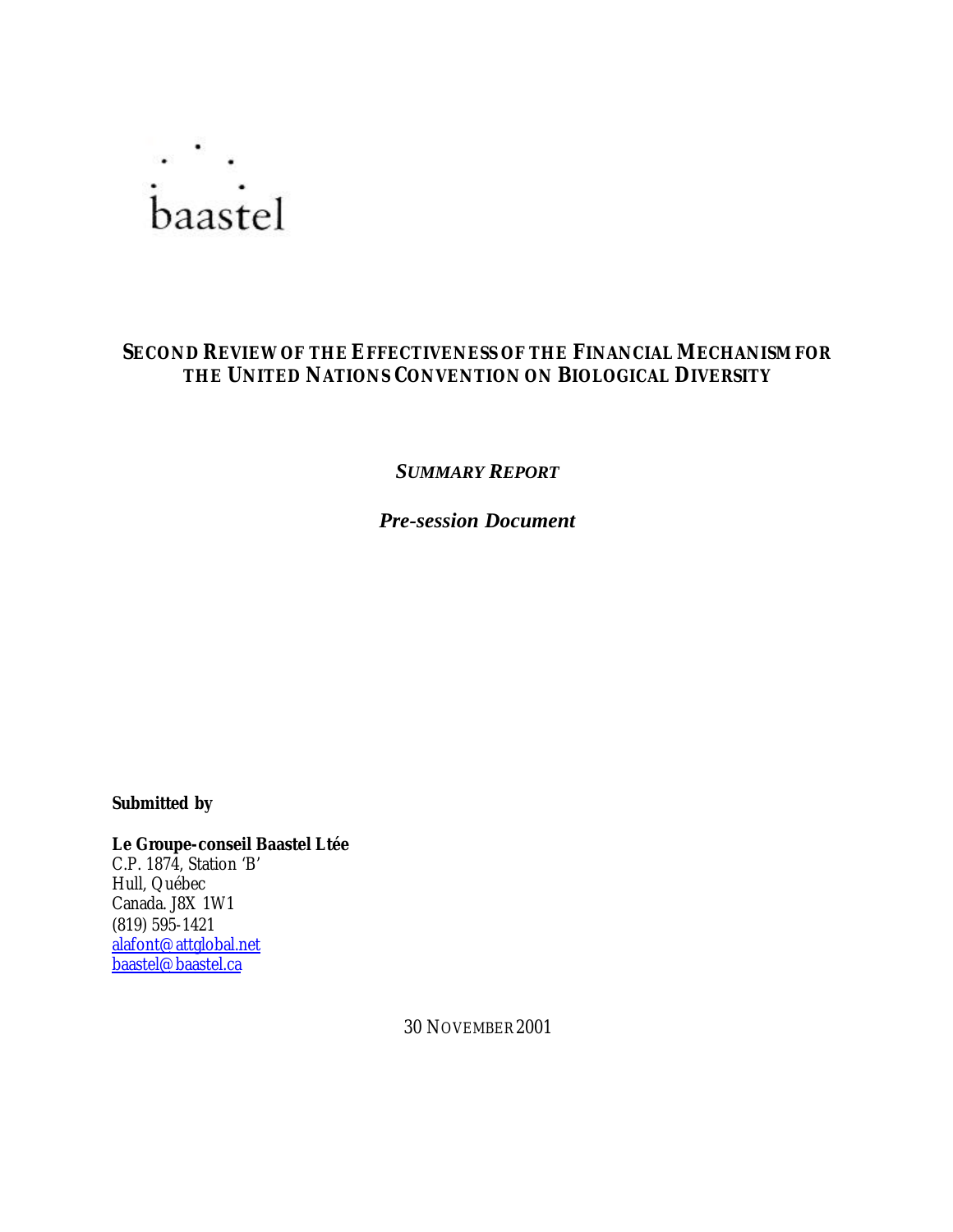baastel

# SECOND REVIEW OF THE EFFECTIVENESS OF THE FINANCIAL MECHANISM FOR THE UNITED NATIONS CONVENTION ON BIOLOGICAL DIVERSITY

***SUMMARY REPORT***

***Pre-session Document***

**Submitted by**

**Le Groupe-conseil Baastel Ltée**
C.P. 1874, Station 'B'
Hull, Québec
Canada. J8X 1W1
(819) 595-1421
alafont@attglobal.net
baastel@baastel.ca

30 NOVEMBER 2001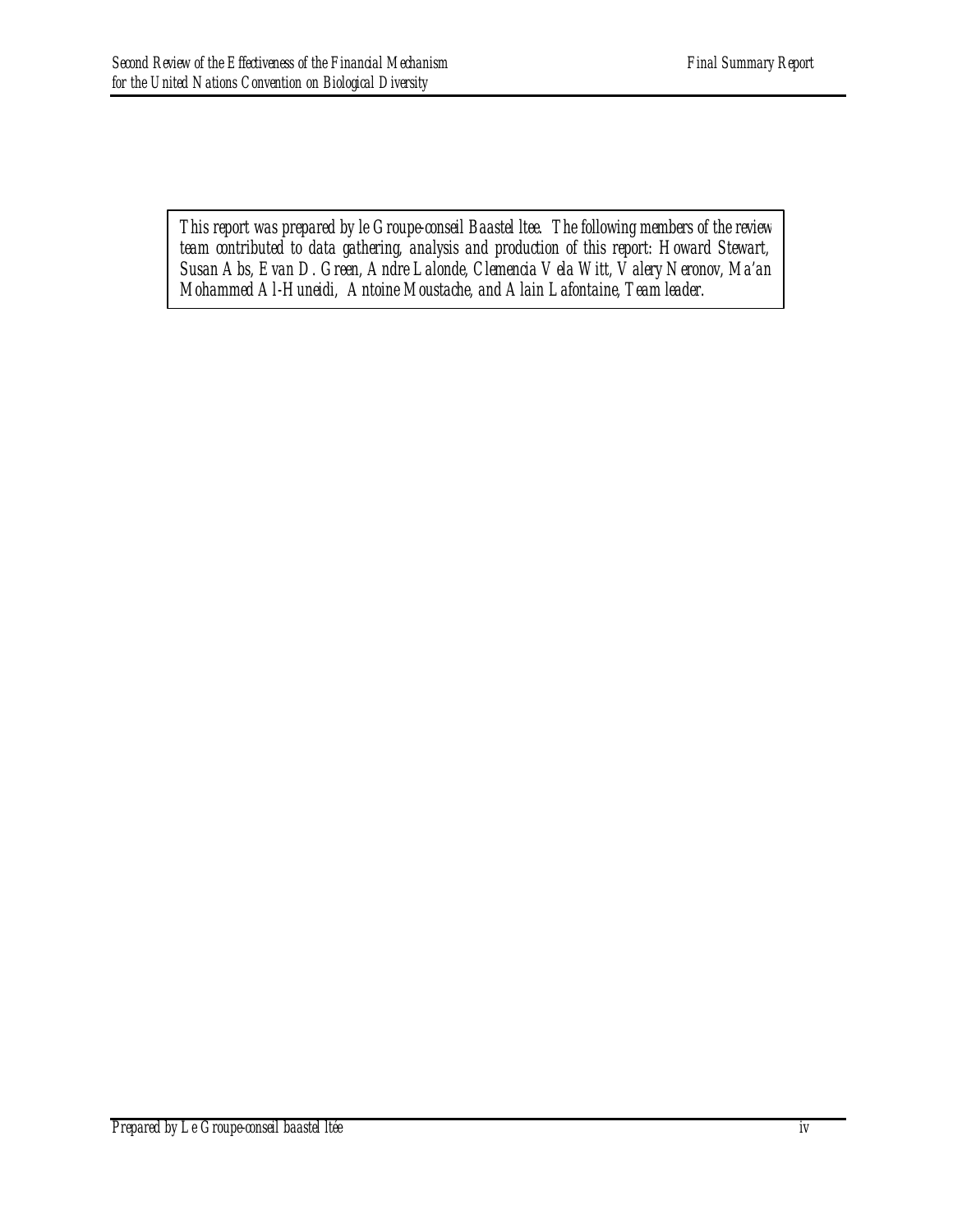*This report was prepared by le Groupe-conseil Baastel ltee. The following members of the review team contributed to data gathering, analysis and production of this report: Howard Stewart, Susan Abs, Evan D. Green, Andre Lalonde, Clemencia Vela Witt, Valery Neronov, Ma'an Mohammed Al-Huneidi, Antoine Moustache, and Alain Lafontaine, Team leader.*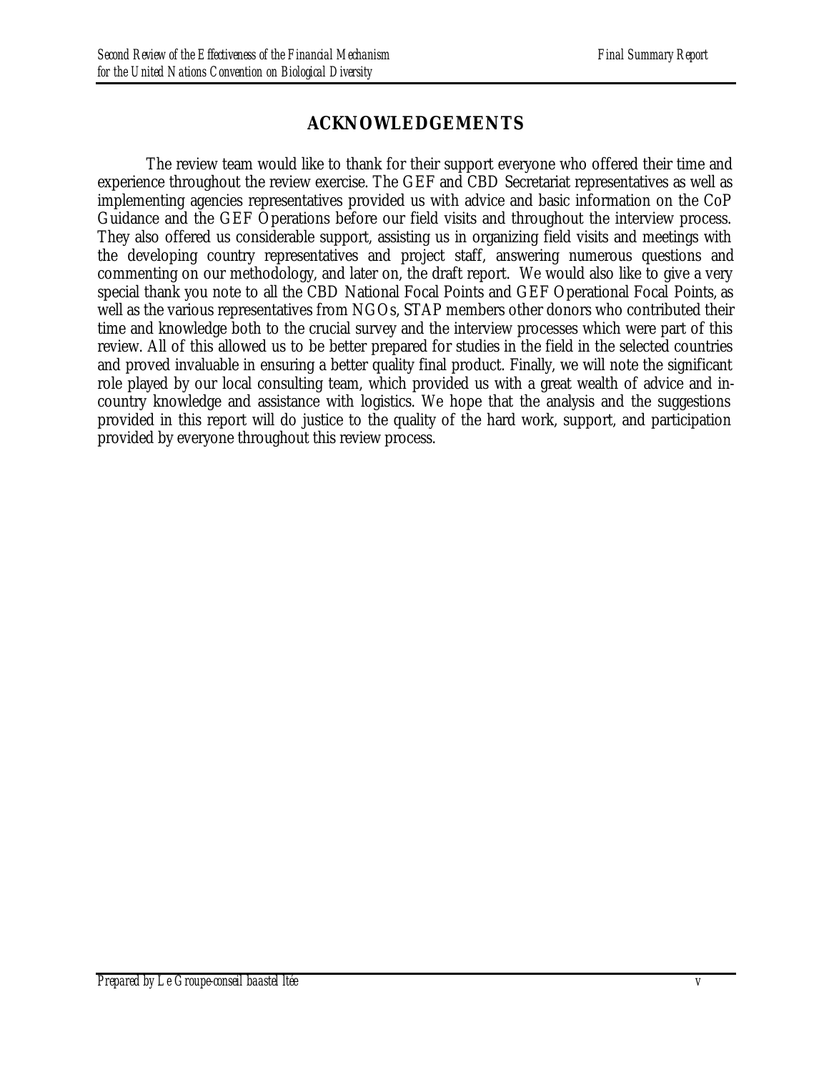# ACKNOWLEDGEMENTS

The review team would like to thank for their support everyone who offered their time and experience throughout the review exercise. The GEF and CBD Secretariat representatives as well as implementing agencies representatives provided us with advice and basic information on the CoP Guidance and the GEF Operations before our field visits and throughout the interview process. They also offered us considerable support, assisting us in organizing field visits and meetings with the developing country representatives and project staff, answering numerous questions and commenting on our methodology, and later on, the draft report. We would also like to give a very special thank you note to all the CBD National Focal Points and GEF Operational Focal Points, as well as the various representatives from NGOs, STAP members other donors who contributed their time and knowledge both to the crucial survey and the interview processes which were part of this review. All of this allowed us to be better prepared for studies in the field in the selected countries and proved invaluable in ensuring a better quality final product. Finally, we will note the significant role played by our local consulting team, which provided us with a great wealth of advice and in-country knowledge and assistance with logistics. We hope that the analysis and the suggestions provided in this report will do justice to the quality of the hard work, support, and participation provided by everyone throughout this review process.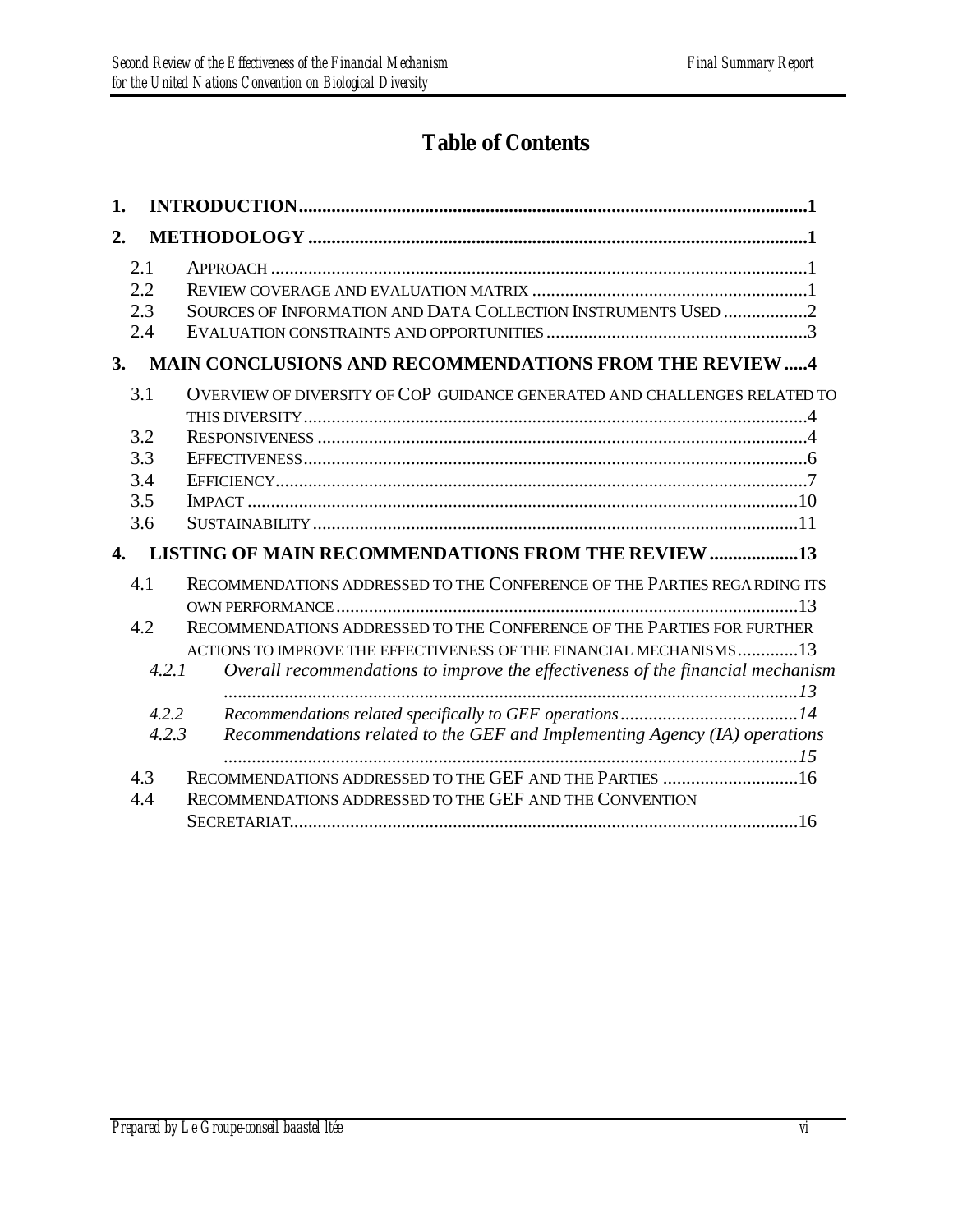# Table of Contents

**1. INTRODUCTION** .......... 1

**2. METHODOLOGY** .......... 1

- 2.1 APPROACH .......... 1
- 2.2 REVIEW COVERAGE AND EVALUATION MATRIX .......... 1
- 2.3 SOURCES OF INFORMATION AND DATA COLLECTION INSTRUMENTS USED .......... 2
- 2.4 EVALUATION CONSTRAINTS AND OPPORTUNITIES .......... 3

**3. MAIN CONCLUSIONS AND RECOMMENDATIONS FROM THE REVIEW** .......... 4

- 3.1 OVERVIEW OF DIVERSITY OF COP GUIDANCE GENERATED AND CHALLENGES RELATED TO THIS DIVERSITY .......... 4
- 3.2 RESPONSIVENESS .......... 4
- 3.3 EFFECTIVENESS .......... 6
- 3.4 EFFICIENCY .......... 7
- 3.5 IMPACT .......... 10
- 3.6 SUSTAINABILITY .......... 11

**4. LISTING OF MAIN RECOMMENDATIONS FROM THE REVIEW** .......... 13

- 4.1 RECOMMENDATIONS ADDRESSED TO THE CONFERENCE OF THE PARTIES REGARDING ITS OWN PERFORMANCE .......... 13
- 4.2 RECOMMENDATIONS ADDRESSED TO THE CONFERENCE OF THE PARTIES FOR FURTHER ACTIONS TO IMPROVE THE EFFECTIVENESS OF THE FINANCIAL MECHANISMS .......... 13
  - *4.2.1 Overall recommendations to improve the effectiveness of the financial mechanism* .......... *13*
  - *4.2.2 Recommendations related specifically to GEF operations* .......... *14*
  - *4.2.3 Recommendations related to the GEF and Implementing Agency (IA) operations* .......... *15*
- 4.3 RECOMMENDATIONS ADDRESSED TO THE GEF AND THE PARTIES .......... 16
- 4.4 RECOMMENDATIONS ADDRESSED TO THE GEF AND THE CONVENTION SECRETARIAT .......... 16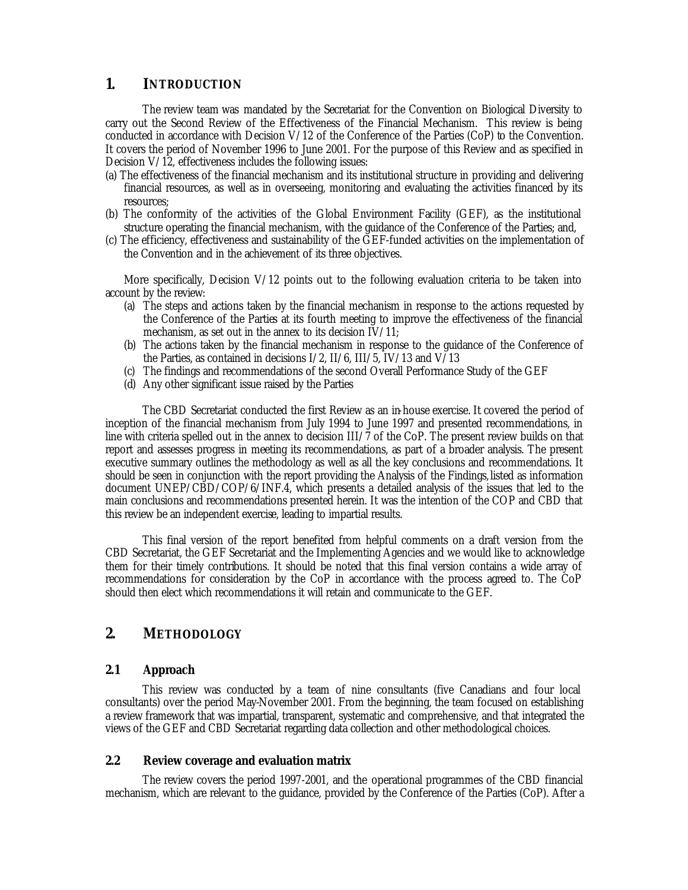## 1. INTRODUCTION

The review team was mandated by the Secretariat for the Convention on Biological Diversity to carry out the Second Review of the Effectiveness of the Financial Mechanism. This review is being conducted in accordance with Decision V/12 of the Conference of the Parties (CoP) to the Convention. It covers the period of November 1996 to June 2001. For the purpose of this Review and as specified in Decision V/12, effectiveness includes the following issues:

(a) The effectiveness of the financial mechanism and its institutional structure in providing and delivering financial resources, as well as in overseeing, monitoring and evaluating the activities financed by its resources;

(b) The conformity of the activities of the Global Environment Facility (GEF), as the institutional structure operating the financial mechanism, with the guidance of the Conference of the Parties; and,

(c) The efficiency, effectiveness and sustainability of the GEF-funded activities on the implementation of the Convention and in the achievement of its three objectives.

More specifically, Decision V/12 points out to the following evaluation criteria to be taken into account by the review:

(a) The steps and actions taken by the financial mechanism in response to the actions requested by the Conference of the Parties at its fourth meeting to improve the effectiveness of the financial mechanism, as set out in the annex to its decision IV/11;
(b) The actions taken by the financial mechanism in response to the guidance of the Conference of the Parties, as contained in decisions I/2, II/6, III/5, IV/13 and V/13
(c) The findings and recommendations of the second Overall Performance Study of the GEF
(d) Any other significant issue raised by the Parties

The CBD Secretariat conducted the first Review as an in-house exercise. It covered the period of inception of the financial mechanism from July 1994 to June 1997 and presented recommendations, in line with criteria spelled out in the annex to decision III/7 of the CoP. The present review builds on that report and assesses progress in meeting its recommendations, as part of a broader analysis. The present executive summary outlines the methodology as well as all the key conclusions and recommendations. It should be seen in conjunction with the report providing the Analysis of the Findings, listed as information document UNEP/CBD/COP/6/INF.4, which presents a detailed analysis of the issues that led to the main conclusions and recommendations presented herein. It was the intention of the COP and CBD that this review be an independent exercise, leading to impartial results.

This final version of the report benefited from helpful comments on a draft version from the CBD Secretariat, the GEF Secretariat and the Implementing Agencies and we would like to acknowledge them for their timely contributions. It should be noted that this final version contains a wide array of recommendations for consideration by the CoP in accordance with the process agreed to. The CoP should then elect which recommendations it will retain and communicate to the GEF.

## 2. METHODOLOGY

### 2.1 Approach

This review was conducted by a team of nine consultants (five Canadians and four local consultants) over the period May-November 2001. From the beginning, the team focused on establishing a review framework that was impartial, transparent, systematic and comprehensive, and that integrated the views of the GEF and CBD Secretariat regarding data collection and other methodological choices.

### 2.2 Review coverage and evaluation matrix

The review covers the period 1997-2001, and the operational programmes of the CBD financial mechanism, which are relevant to the guidance, provided by the Conference of the Parties (CoP). After a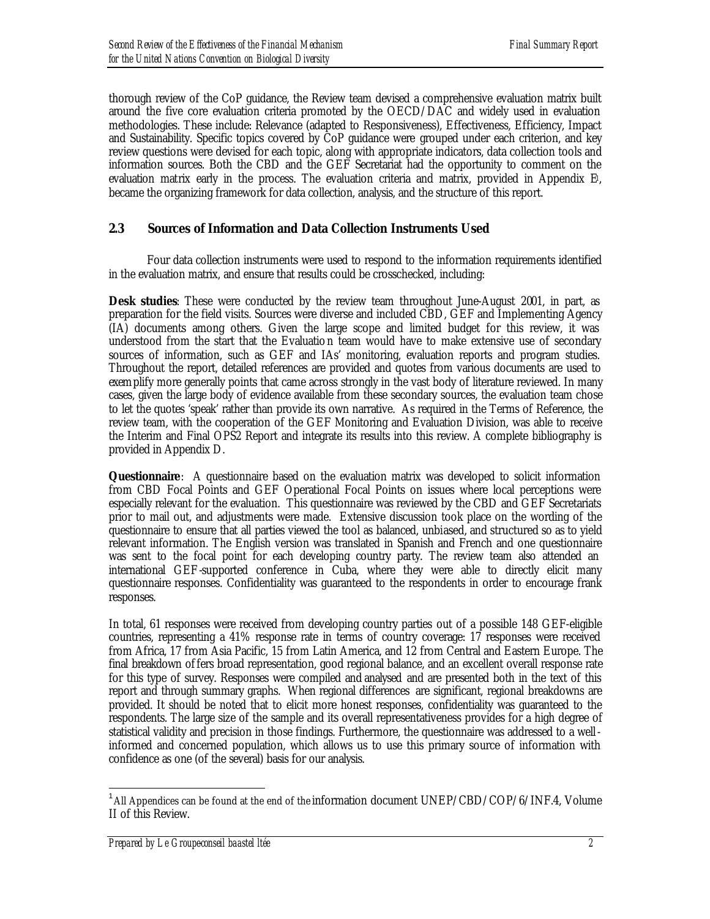thorough review of the CoP guidance, the Review team devised a comprehensive evaluation matrix built around the five core evaluation criteria promoted by the OECD/DAC and widely used in evaluation methodologies. These include: Relevance (adapted to Responsiveness), Effectiveness, Efficiency, Impact and Sustainability. Specific topics covered by CoP guidance were grouped under each criterion, and key review questions were devised for each topic, along with appropriate indicators, data collection tools and information sources. Both the CBD and the GEF Secretariat had the opportunity to comment on the evaluation matrix early in the process. The evaluation criteria and matrix, provided in Appendix E[1], became the organizing framework for data collection, analysis, and the structure of this report.

### 2.3 Sources of Information and Data Collection Instruments Used

Four data collection instruments were used to respond to the information requirements identified in the evaluation matrix, and ensure that results could be crosschecked, including:

**Desk studies**: These were conducted by the review team throughout June-August 2001, in part, as preparation for the field visits. Sources were diverse and included CBD, GEF and Implementing Agency (IA) documents among others. Given the large scope and limited budget for this review, it was understood from the start that the Evaluation team would have to make extensive use of secondary sources of information, such as GEF and IAs' monitoring, evaluation reports and program studies. Throughout the report, detailed references are provided and quotes from various documents are used to exemplify more generally points that came across strongly in the vast body of literature reviewed. In many cases, given the large body of evidence available from these secondary sources, the evaluation team chose to let the quotes 'speak' rather than provide its own narrative. As required in the Terms of Reference, the review team, with the cooperation of the GEF Monitoring and Evaluation Division, was able to receive the Interim and Final OPS2 Report and integrate its results into this review. A complete bibliography is provided in Appendix D.

**Questionnaire**: A questionnaire based on the evaluation matrix was developed to solicit information from CBD Focal Points and GEF Operational Focal Points on issues where local perceptions were especially relevant for the evaluation. This questionnaire was reviewed by the CBD and GEF Secretariats prior to mail out, and adjustments were made. Extensive discussion took place on the wording of the questionnaire to ensure that all parties viewed the tool as balanced, unbiased, and structured so as to yield relevant information. The English version was translated in Spanish and French and one questionnaire was sent to the focal point for each developing country party. The review team also attended an international GEF-supported conference in Cuba, where they were able to directly elicit many questionnaire responses. Confidentiality was guaranteed to the respondents in order to encourage frank responses.

In total, 61 responses were received from developing country parties out of a possible 148 GEF-eligible countries, representing a 41% response rate in terms of country coverage: 17 responses were received from Africa, 17 from Asia Pacific, 15 from Latin America, and 12 from Central and Eastern Europe. The final breakdown offers broad representation, good regional balance, and an excellent overall response rate for this type of survey. Responses were compiled and analysed and are presented both in the text of this report and through summary graphs. When regional differences are significant, regional breakdowns are provided. It should be noted that to elicit more honest responses, confidentiality was guaranteed to the respondents. The large size of the sample and its overall representativeness provides for a high degree of statistical validity and precision in those findings. Furthermore, the questionnaire was addressed to a well-informed and concerned population, which allows us to use this primary source of information with confidence as one (of the several) basis for our analysis.

---

[1] All Appendices can be found at the end of the information document UNEP/CBD/COP/6/INF.4, Volume II of this Review.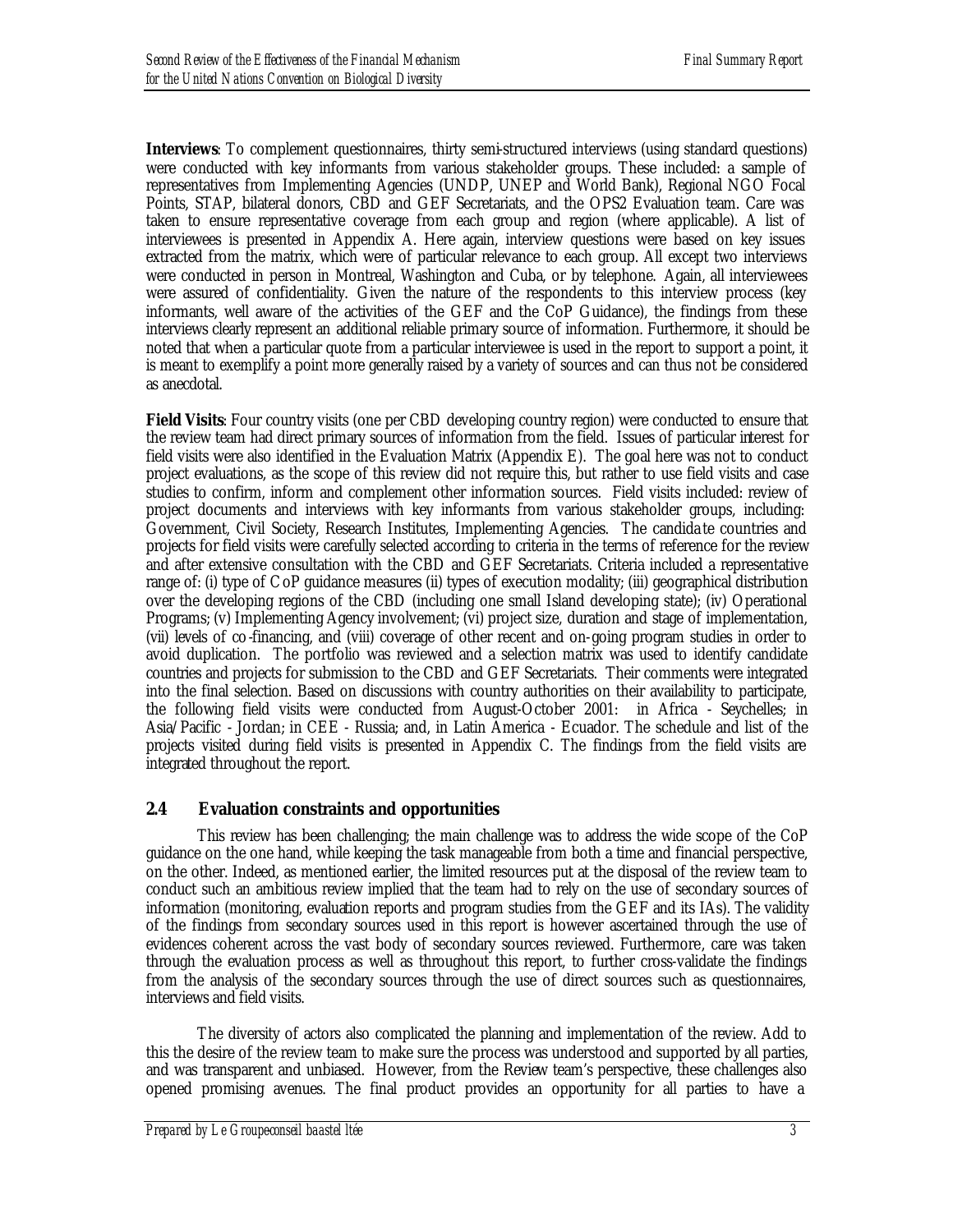**Interviews**: To complement questionnaires, thirty semi-structured interviews (using standard questions) were conducted with key informants from various stakeholder groups. These included: a sample of representatives from Implementing Agencies (UNDP, UNEP and World Bank), Regional NGO Focal Points, STAP, bilateral donors, CBD and GEF Secretariats, and the OPS2 Evaluation team. Care was taken to ensure representative coverage from each group and region (where applicable). A list of interviewees is presented in Appendix A. Here again, interview questions were based on key issues extracted from the matrix, which were of particular relevance to each group. All except two interviews were conducted in person in Montreal, Washington and Cuba, or by telephone. Again, all interviewees were assured of confidentiality. Given the nature of the respondents to this interview process (key informants, well aware of the activities of the GEF and the CoP Guidance), the findings from these interviews clearly represent an additional reliable primary source of information. Furthermore, it should be noted that when a particular quote from a particular interviewee is used in the report to support a point, it is meant to exemplify a point more generally raised by a variety of sources and can thus not be considered as anecdotal.

**Field Visits**: Four country visits (one per CBD developing country region) were conducted to ensure that the review team had direct primary sources of information from the field. Issues of particular interest for field visits were also identified in the Evaluation Matrix (Appendix E). The goal here was not to conduct project evaluations, as the scope of this review did not require this, but rather to use field visits and case studies to confirm, inform and complement other information sources. Field visits included: review of project documents and interviews with key informants from various stakeholder groups, including: Government, Civil Society, Research Institutes, Implementing Agencies. The candidate countries and projects for field visits were carefully selected according to criteria in the terms of reference for the review and after extensive consultation with the CBD and GEF Secretariats. Criteria included a representative range of: (i) type of CoP guidance measures (ii) types of execution modality; (iii) geographical distribution over the developing regions of the CBD (including one small Island developing state); (iv) Operational Programs; (v) Implementing Agency involvement; (vi) project size, duration and stage of implementation, (vii) levels of co-financing, and (viii) coverage of other recent and on-going program studies in order to avoid duplication. The portfolio was reviewed and a selection matrix was used to identify candidate countries and projects for submission to the CBD and GEF Secretariats. Their comments were integrated into the final selection. Based on discussions with country authorities on their availability to participate, the following field visits were conducted from August-October 2001: in Africa - Seychelles; in Asia/Pacific - Jordan; in CEE - Russia; and, in Latin America - Ecuador. The schedule and list of the projects visited during field visits is presented in Appendix C. The findings from the field visits are integrated throughout the report.

## 2.4 Evaluation constraints and opportunities

This review has been challenging; the main challenge was to address the wide scope of the CoP guidance on the one hand, while keeping the task manageable from both a time and financial perspective, on the other. Indeed, as mentioned earlier, the limited resources put at the disposal of the review team to conduct such an ambitious review implied that the team had to rely on the use of secondary sources of information (monitoring, evaluation reports and program studies from the GEF and its IAs). The validity of the findings from secondary sources used in this report is however ascertained through the use of evidences coherent across the vast body of secondary sources reviewed. Furthermore, care was taken through the evaluation process as well as throughout this report, to further cross-validate the findings from the analysis of the secondary sources through the use of direct sources such as questionnaires, interviews and field visits.

The diversity of actors also complicated the planning and implementation of the review. Add to this the desire of the review team to make sure the process was understood and supported by all parties, and was transparent and unbiased. However, from the Review team's perspective, these challenges also opened promising avenues. The final product provides an opportunity for all parties to have a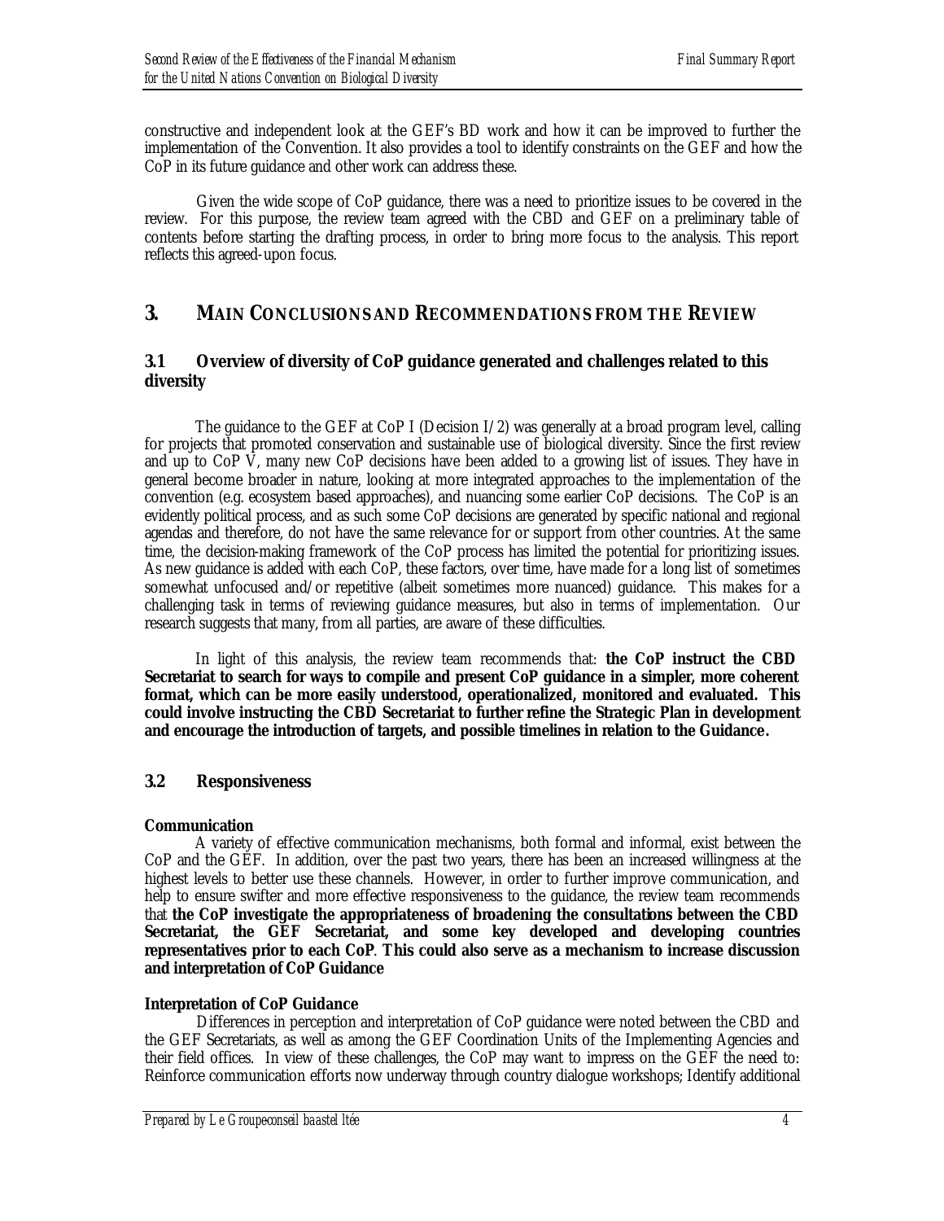constructive and independent look at the GEF's BD work and how it can be improved to further the implementation of the Convention. It also provides a tool to identify constraints on the GEF and how the CoP in its future guidance and other work can address these.

Given the wide scope of CoP guidance, there was a need to prioritize issues to be covered in the review. For this purpose, the review team agreed with the CBD and GEF on a preliminary table of contents before starting the drafting process, in order to bring more focus to the analysis. This report reflects this agreed-upon focus.

## 3. MAIN CONCLUSIONS AND RECOMMENDATIONS FROM THE REVIEW

### 3.1 Overview of diversity of CoP guidance generated and challenges related to this diversity

The guidance to the GEF at CoP I (Decision I/2) was generally at a broad program level, calling for projects that promoted conservation and sustainable use of biological diversity. Since the first review and up to CoP V, many new CoP decisions have been added to a growing list of issues. They have in general become broader in nature, looking at more integrated approaches to the implementation of the convention (e.g. ecosystem based approaches), and nuancing some earlier CoP decisions. The CoP is an evidently political process, and as such some CoP decisions are generated by specific national and regional agendas and therefore, do not have the same relevance for or support from other countries. At the same time, the decision-making framework of the CoP process has limited the potential for prioritizing issues. As new guidance is added with each CoP, these factors, over time, have made for a long list of sometimes somewhat unfocused and/or repetitive (albeit sometimes more nuanced) guidance. This makes for a challenging task in terms of reviewing guidance measures, but also in terms of implementation. Our research suggests that many, from all parties, are aware of these difficulties.

In light of this analysis, the review team recommends that: **the CoP instruct the CBD Secretariat to search for ways to compile and present CoP guidance in a simpler, more coherent format, which can be more easily understood, operationalized, monitored and evaluated. This could involve instructing the CBD Secretariat to further refine the Strategic Plan in development and encourage the introduction of targets, and possible timelines in relation to the Guidance.**

### 3.2 Responsiveness

**Communication**

A variety of effective communication mechanisms, both formal and informal, exist between the CoP and the GEF. In addition, over the past two years, there has been an increased willingness at the highest levels to better use these channels. However, in order to further improve communication, and help to ensure swifter and more effective responsiveness to the guidance, the review team recommends that **the CoP investigate the appropriateness of broadening the consultations between the CBD Secretariat, the GEF Secretariat, and some key developed and developing countries representatives prior to each CoP**. **This could also serve as a mechanism to increase discussion and interpretation of CoP Guidance**

**Interpretation of CoP Guidance**

Differences in perception and interpretation of CoP guidance were noted between the CBD and the GEF Secretariats, as well as among the GEF Coordination Units of the Implementing Agencies and their field offices. In view of these challenges, the CoP may want to impress on the GEF the need to: Reinforce communication efforts now underway through country dialogue workshops; Identify additional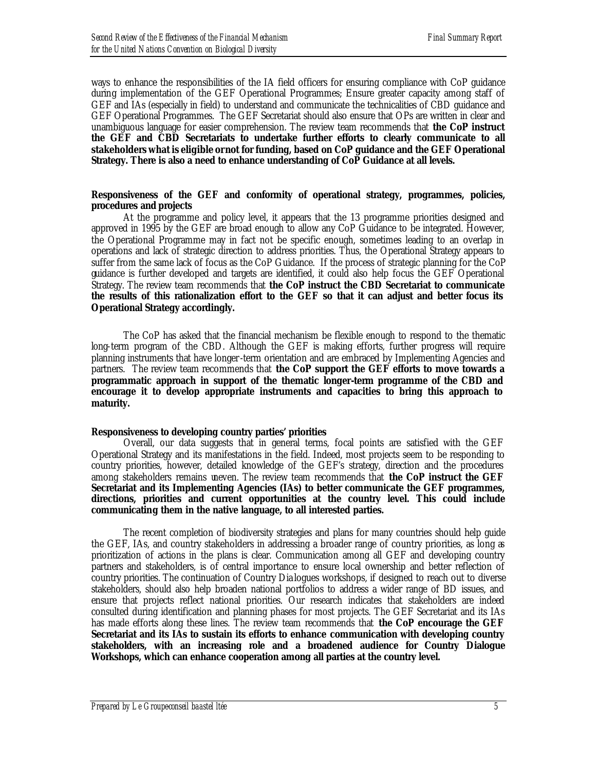ways to enhance the responsibilities of the IA field officers for ensuring compliance with CoP guidance during implementation of the GEF Operational Programmes; Ensure greater capacity among staff of GEF and IAs (especially in field) to understand and communicate the technicalities of CBD guidance and GEF Operational Programmes. The GEF Secretariat should also ensure that OPs are written in clear and unambiguous language for easier comprehension. The review team recommends that **the CoP instruct the GEF and CBD Secretariats to undertake further efforts to clearly communicate to all stakeholders what is eligible or not for funding, based on CoP guidance and the GEF Operational Strategy. There is also a need to enhance understanding of CoP Guidance at all levels.**

**Responsiveness of the GEF and conformity of operational strategy, programmes, policies, procedures and projects**

At the programme and policy level, it appears that the 13 programme priorities designed and approved in 1995 by the GEF are broad enough to allow any CoP Guidance to be integrated. However, the Operational Programme may in fact not be specific enough, sometimes leading to an overlap in operations and lack of strategic direction to address priorities. Thus, the Operational Strategy appears to suffer from the same lack of focus as the CoP Guidance. If the process of strategic planning for the CoP guidance is further developed and targets are identified, it could also help focus the GEF Operational Strategy. The review team recommends that **the CoP instruct the CBD Secretariat to communicate the results of this rationalization effort to the GEF so that it can adjust and better focus its Operational Strategy accordingly.**

The CoP has asked that the financial mechanism be flexible enough to respond to the thematic long-term program of the CBD. Although the GEF is making efforts, further progress will require planning instruments that have longer-term orientation and are embraced by Implementing Agencies and partners. The review team recommends that **the CoP support the GEF efforts to move towards a programmatic approach in support of the thematic longer-term programme of the CBD and encourage it to develop appropriate instruments and capacities to bring this approach to maturity.**

**Responsiveness to developing country parties' priorities**

Overall, our data suggests that in general terms, focal points are satisfied with the GEF Operational Strategy and its manifestations in the field. Indeed, most projects seem to be responding to country priorities, however, detailed knowledge of the GEF's strategy, direction and the procedures among stakeholders remains uneven. The review team recommends that **the CoP instruct the GEF Secretariat and its Implementing Agencies (IAs) to better communicate the GEF programmes, directions, priorities and current opportunities at the country level. This could include communicating them in the native language, to all interested parties.**

The recent completion of biodiversity strategies and plans for many countries should help guide the GEF, IAs, and country stakeholders in addressing a broader range of country priorities, as long as prioritization of actions in the plans is clear. Communication among all GEF and developing country partners and stakeholders, is of central importance to ensure local ownership and better reflection of country priorities. The continuation of Country Dialogues workshops, if designed to reach out to diverse stakeholders, should also help broaden national portfolios to address a wider range of BD issues, and ensure that projects reflect national priorities. Our research indicates that stakeholders are indeed consulted during identification and planning phases for most projects. The GEF Secretariat and its IAs has made efforts along these lines. The review team recommends that **the CoP encourage the GEF Secretariat and its IAs to sustain its efforts to enhance communication with developing country stakeholders, with an increasing role and a broadened audience for Country Dialogue Workshops, which can enhance cooperation among all parties at the country level.**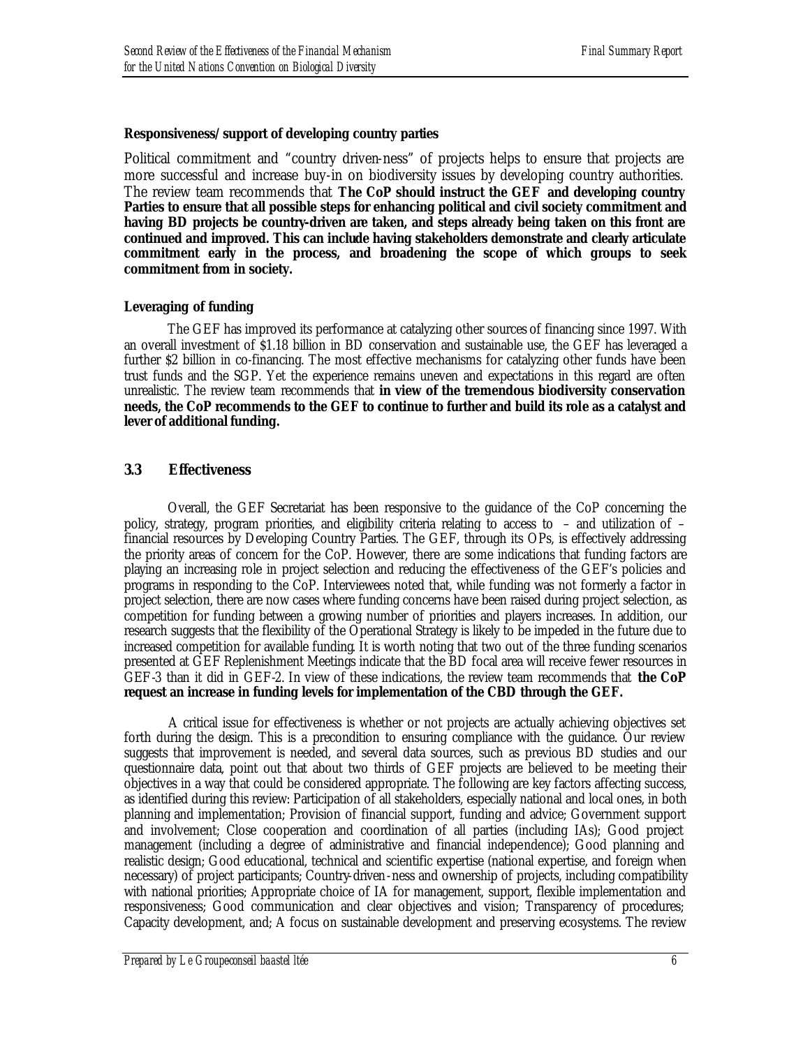**Responsiveness/ support of developing country parties**

Political commitment and "country driven-ness" of projects helps to ensure that projects are more successful and increase buy-in on biodiversity issues by developing country authorities. The review team recommends that **The CoP should instruct the GEF and developing country Parties to ensure that all possible steps for enhancing political and civil society commitment and having BD projects be country-driven are taken, and steps already being taken on this front are continued and improved. This can include having stakeholders demonstrate and clearly articulate commitment early in the process, and broadening the scope of which groups to seek commitment from in society.**

**Leveraging of funding**

The GEF has improved its performance at catalyzing other sources of financing since 1997. With an overall investment of $1.18 billion in BD conservation and sustainable use, the GEF has leveraged a further $2 billion in co-financing. The most effective mechanisms for catalyzing other funds have been trust funds and the SGP. Yet the experience remains uneven and expectations in this regard are often unrealistic. The review team recommends that **in view of the tremendous biodiversity conservation needs, the CoP recommends to the GEF to continue to further and build its role as a catalyst and lever of additional funding.**

### 3.3 Effectiveness

Overall, the GEF Secretariat has been responsive to the guidance of the CoP concerning the policy, strategy, program priorities, and eligibility criteria relating to access to – and utilization of – financial resources by Developing Country Parties. The GEF, through its OPs, is effectively addressing the priority areas of concern for the CoP. However, there are some indications that funding factors are playing an increasing role in project selection and reducing the effectiveness of the GEF's policies and programs in responding to the CoP. Interviewees noted that, while funding was not formerly a factor in project selection, there are now cases where funding concerns have been raised during project selection, as competition for funding between a growing number of priorities and players increases. In addition, our research suggests that the flexibility of the Operational Strategy is likely to be impeded in the future due to increased competition for available funding. It is worth noting that two out of the three funding scenarios presented at GEF Replenishment Meetings indicate that the BD focal area will receive fewer resources in GEF-3 than it did in GEF-2. In view of these indications, the review team recommends that **the CoP request an increase in funding levels for implementation of the CBD through the GEF.**

A critical issue for effectiveness is whether or not projects are actually achieving objectives set forth during the design. This is a precondition to ensuring compliance with the guidance. Our review suggests that improvement is needed, and several data sources, such as previous BD studies and our questionnaire data, point out that about two thirds of GEF projects are believed to be meeting their objectives in a way that could be considered appropriate. The following are key factors affecting success, as identified during this review: Participation of all stakeholders, especially national and local ones, in both planning and implementation; Provision of financial support, funding and advice; Government support and involvement; Close cooperation and coordination of all parties (including IAs); Good project management (including a degree of administrative and financial independence); Good planning and realistic design; Good educational, technical and scientific expertise (national expertise, and foreign when necessary) of project participants; Country-driven-ness and ownership of projects, including compatibility with national priorities; Appropriate choice of IA for management, support, flexible implementation and responsiveness; Good communication and clear objectives and vision; Transparency of procedures; Capacity development, and; A focus on sustainable development and preserving ecosystems. The review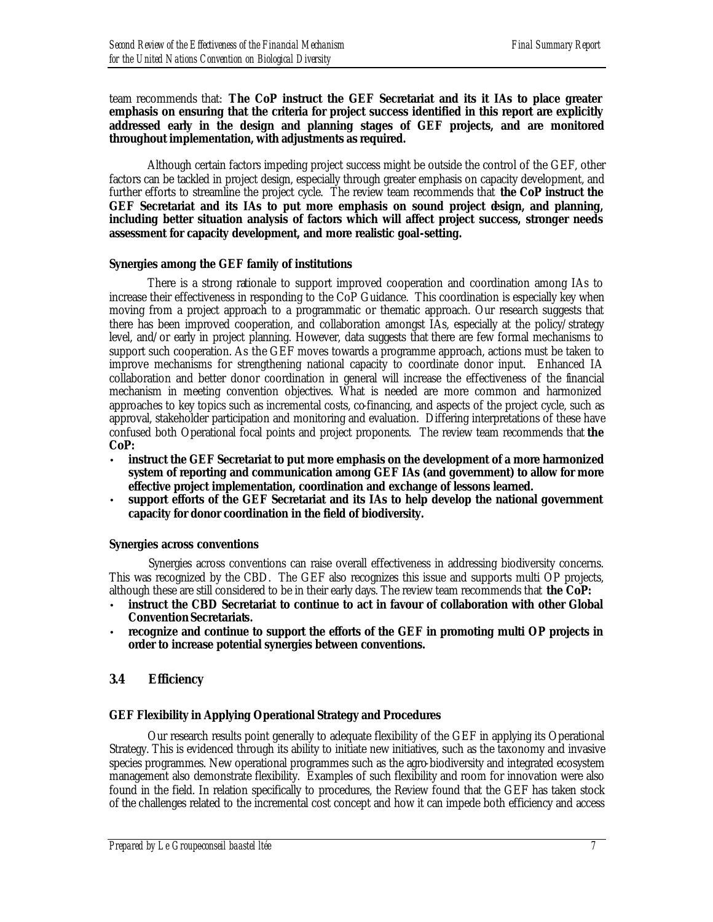team recommends that: **The CoP instruct the GEF Secretariat and its it IAs to place greater emphasis on ensuring that the criteria for project success identified in this report are explicitly addressed early in the design and planning stages of GEF projects, and are monitored throughout implementation, with adjustments as required.**

Although certain factors impeding project success might be outside the control of the GEF, other factors can be tackled in project design, especially through greater emphasis on capacity development, and further efforts to streamline the project cycle. The review team recommends that **the CoP instruct the GEF Secretariat and its IAs to put more emphasis on sound project design, and planning, including better situation analysis of factors which will affect project success, stronger needs assessment for capacity development, and more realistic goal-setting.**

**Synergies among the GEF family of institutions**

There is a strong rationale to support improved cooperation and coordination among IAs to increase their effectiveness in responding to the CoP Guidance. This coordination is especially key when moving from a project approach to a programmatic or thematic approach. Our research suggests that there has been improved cooperation, and collaboration amongst IAs, especially at the policy/strategy level, and/or early in project planning. However, data suggests that there are few formal mechanisms to support such cooperation. As the GEF moves towards a programme approach, actions must be taken to improve mechanisms for strengthening national capacity to coordinate donor input. Enhanced IA collaboration and better donor coordination in general will increase the effectiveness of the financial mechanism in meeting convention objectives. What is needed are more common and harmonized approaches to key topics such as incremental costs, co-financing, and aspects of the project cycle, such as approval, stakeholder participation and monitoring and evaluation. Differing interpretations of these have confused both Operational focal points and project proponents. The review team recommends that **the CoP:**

- **instruct the GEF Secretariat to put more emphasis on the development of a more harmonized system of reporting and communication among GEF IAs (and government) to allow for more effective project implementation, coordination and exchange of lessons learned.**
- **support efforts of the GEF Secretariat and its IAs to help develop the national government capacity for donor coordination in the field of biodiversity.**

**Synergies across conventions**

Synergies across conventions can raise overall effectiveness in addressing biodiversity concerns. This was recognized by the CBD. The GEF also recognizes this issue and supports multi OP projects, although these are still considered to be in their early days. The review team recommends that **the CoP:**

- **instruct the CBD Secretariat to continue to act in favour of collaboration with other Global Convention Secretariats.**
- **recognize and continue to support the efforts of the GEF in promoting multi OP projects in order to increase potential synergies between conventions.**

## 3.4 Efficiency

**GEF Flexibility in Applying Operational Strategy and Procedures**

Our research results point generally to adequate flexibility of the GEF in applying its Operational Strategy. This is evidenced through its ability to initiate new initiatives, such as the taxonomy and invasive species programmes. New operational programmes such as the agro-biodiversity and integrated ecosystem management also demonstrate flexibility. Examples of such flexibility and room for innovation were also found in the field. In relation specifically to procedures, the Review found that the GEF has taken stock of the challenges related to the incremental cost concept and how it can impede both efficiency and access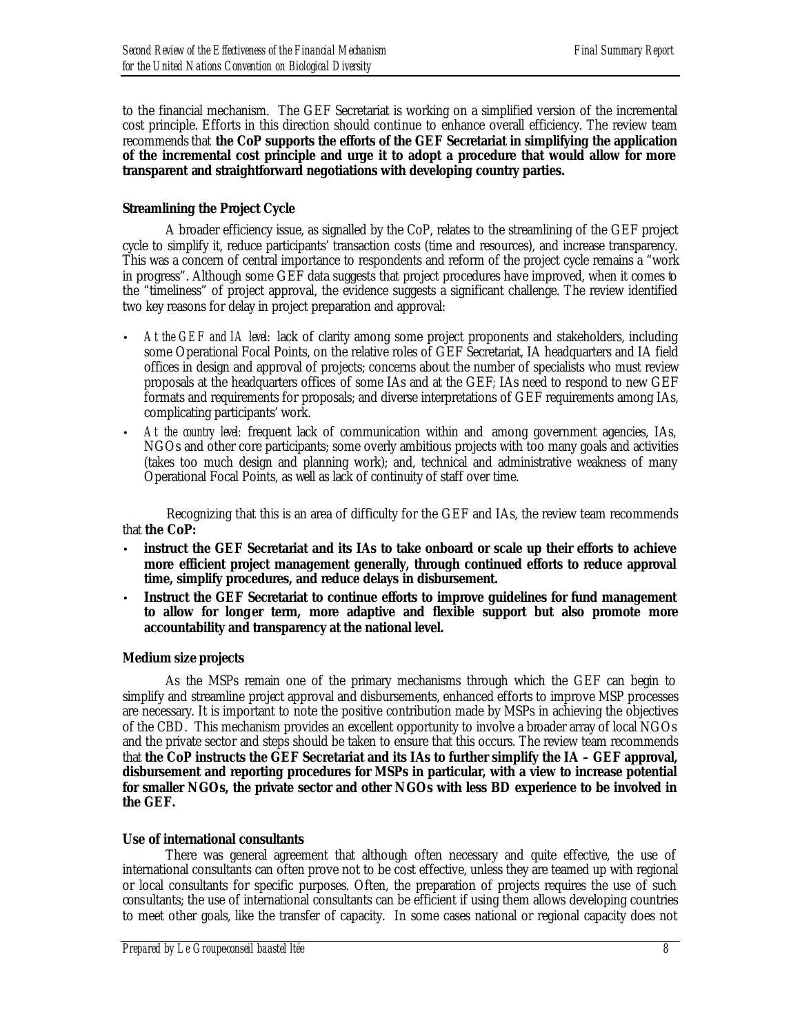to the financial mechanism. The GEF Secretariat is working on a simplified version of the incremental cost principle. Efforts in this direction should continue to enhance overall efficiency. The review team recommends that **the CoP supports the efforts of the GEF Secretariat in simplifying the application of the incremental cost principle and urge it to adopt a procedure that would allow for more transparent and straightforward negotiations with developing country parties.**

**Streamlining the Project Cycle**

A broader efficiency issue, as signalled by the CoP, relates to the streamlining of the GEF project cycle to simplify it, reduce participants' transaction costs (time and resources), and increase transparency. This was a concern of central importance to respondents and reform of the project cycle remains a "work in progress". Although some GEF data suggests that project procedures have improved, when it comes to the "timeliness" of project approval, the evidence suggests a significant challenge. The review identified two key reasons for delay in project preparation and approval:

- *At the GEF and IA level:* lack of clarity among some project proponents and stakeholders, including some Operational Focal Points, on the relative roles of GEF Secretariat, IA headquarters and IA field offices in design and approval of projects; concerns about the number of specialists who must review proposals at the headquarters offices of some IAs and at the GEF; IAs need to respond to new GEF formats and requirements for proposals; and diverse interpretations of GEF requirements among IAs, complicating participants' work.
- *At the country level:* frequent lack of communication within and among government agencies, IAs, NGOs and other core participants; some overly ambitious projects with too many goals and activities (takes too much design and planning work); and, technical and administrative weakness of many Operational Focal Points, as well as lack of continuity of staff over time.

Recognizing that this is an area of difficulty for the GEF and IAs, the review team recommends that **the CoP:**

- **instruct the GEF Secretariat and its IAs to take onboard or scale up their efforts to achieve more efficient project management generally, through continued efforts to reduce approval time, simplify procedures, and reduce delays in disbursement.**
- **Instruct the GEF Secretariat to continue efforts to improve guidelines for fund management to allow for longer term, more adaptive and flexible support but also promote more accountability and transparency at the national level.**

**Medium size projects**

As the MSPs remain one of the primary mechanisms through which the GEF can begin to simplify and streamline project approval and disbursements, enhanced efforts to improve MSP processes are necessary. It is important to note the positive contribution made by MSPs in achieving the objectives of the CBD. This mechanism provides an excellent opportunity to involve a broader array of local NGOs and the private sector and steps should be taken to ensure that this occurs. The review team recommends that **the CoP instructs the GEF Secretariat and its IAs to further simplify the IA – GEF approval, disbursement and reporting procedures for MSPs in particular, with a view to increase potential for smaller NGOs, the private sector and other NGOs with less BD experience to be involved in the GEF.**

**Use of international consultants**

There was general agreement that although often necessary and quite effective, the use of international consultants can often prove not to be cost effective, unless they are teamed up with regional or local consultants for specific purposes. Often, the preparation of projects requires the use of such consultants; the use of international consultants can be efficient if using them allows developing countries to meet other goals, like the transfer of capacity. In some cases national or regional capacity does not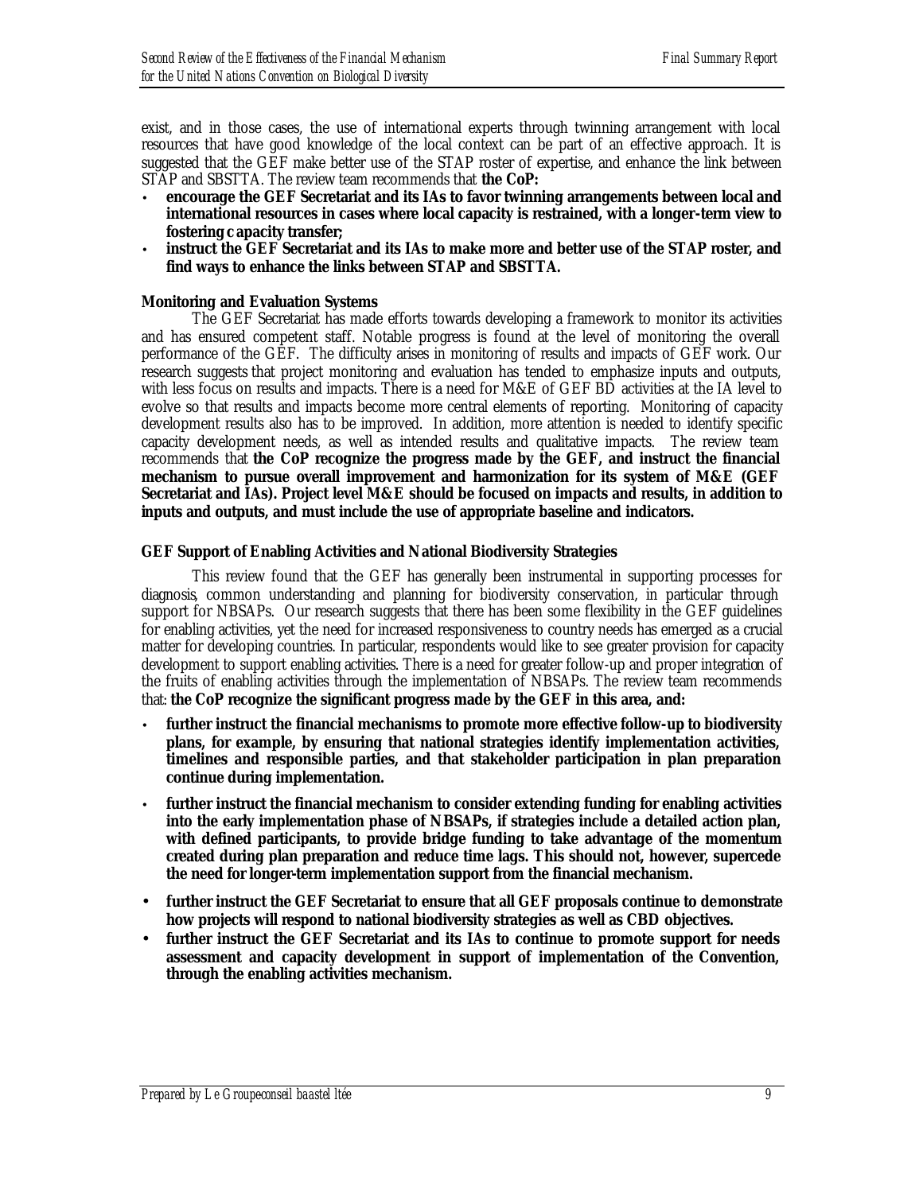exist, and in those cases, the use of international experts through twinning arrangement with local resources that have good knowledge of the local context can be part of an effective approach. It is suggested that the GEF make better use of the STAP roster of expertise, and enhance the link between STAP and SBSTTA. The review team recommends that **the CoP:**

- **encourage the GEF Secretariat and its IAs to favor twinning arrangements between local and international resources in cases where local capacity is restrained, with a longer-term view to fostering capacity transfer;**
- **instruct the GEF Secretariat and its IAs to make more and better use of the STAP roster, and find ways to enhance the links between STAP and SBSTTA.**

**Monitoring and Evaluation Systems**

The GEF Secretariat has made efforts towards developing a framework to monitor its activities and has ensured competent staff. Notable progress is found at the level of monitoring the overall performance of the GEF. The difficulty arises in monitoring of results and impacts of GEF work. Our research suggests that project monitoring and evaluation has tended to emphasize inputs and outputs, with less focus on results and impacts. There is a need for M&E of GEF BD activities at the IA level to evolve so that results and impacts become more central elements of reporting. Monitoring of capacity development results also has to be improved. In addition, more attention is needed to identify specific capacity development needs, as well as intended results and qualitative impacts. The review team recommends that **the CoP recognize the progress made by the GEF, and instruct the financial mechanism to pursue overall improvement and harmonization for its system of M&E (GEF Secretariat and IAs). Project level M&E should be focused on impacts and results, in addition to inputs and outputs, and must include the use of appropriate baseline and indicators.**

**GEF Support of Enabling Activities and National Biodiversity Strategies**

This review found that the GEF has generally been instrumental in supporting processes for diagnosis, common understanding and planning for biodiversity conservation, in particular through support for NBSAPs. Our research suggests that there has been some flexibility in the GEF guidelines for enabling activities, yet the need for increased responsiveness to country needs has emerged as a crucial matter for developing countries. In particular, respondents would like to see greater provision for capacity development to support enabling activities. There is a need for greater follow-up and proper integration of the fruits of enabling activities through the implementation of NBSAPs. The review team recommends that: **the CoP recognize the significant progress made by the GEF in this area, and:**

- **further instruct the financial mechanisms to promote more effective follow-up to biodiversity plans, for example, by ensuring that national strategies identify implementation activities, timelines and responsible parties, and that stakeholder participation in plan preparation continue during implementation.**
- **further instruct the financial mechanism to consider extending funding for enabling activities into the early implementation phase of NBSAPs, if strategies include a detailed action plan, with defined participants, to provide bridge funding to take advantage of the momentum created during plan preparation and reduce time lags. This should not, however, supercede the need for longer-term implementation support from the financial mechanism.**
- **further instruct the GEF Secretariat to ensure that all GEF proposals continue to demonstrate how projects will respond to national biodiversity strategies as well as CBD objectives.**
- **further instruct the GEF Secretariat and its IAs to continue to promote support for needs assessment and capacity development in support of implementation of the Convention, through the enabling activities mechanism.**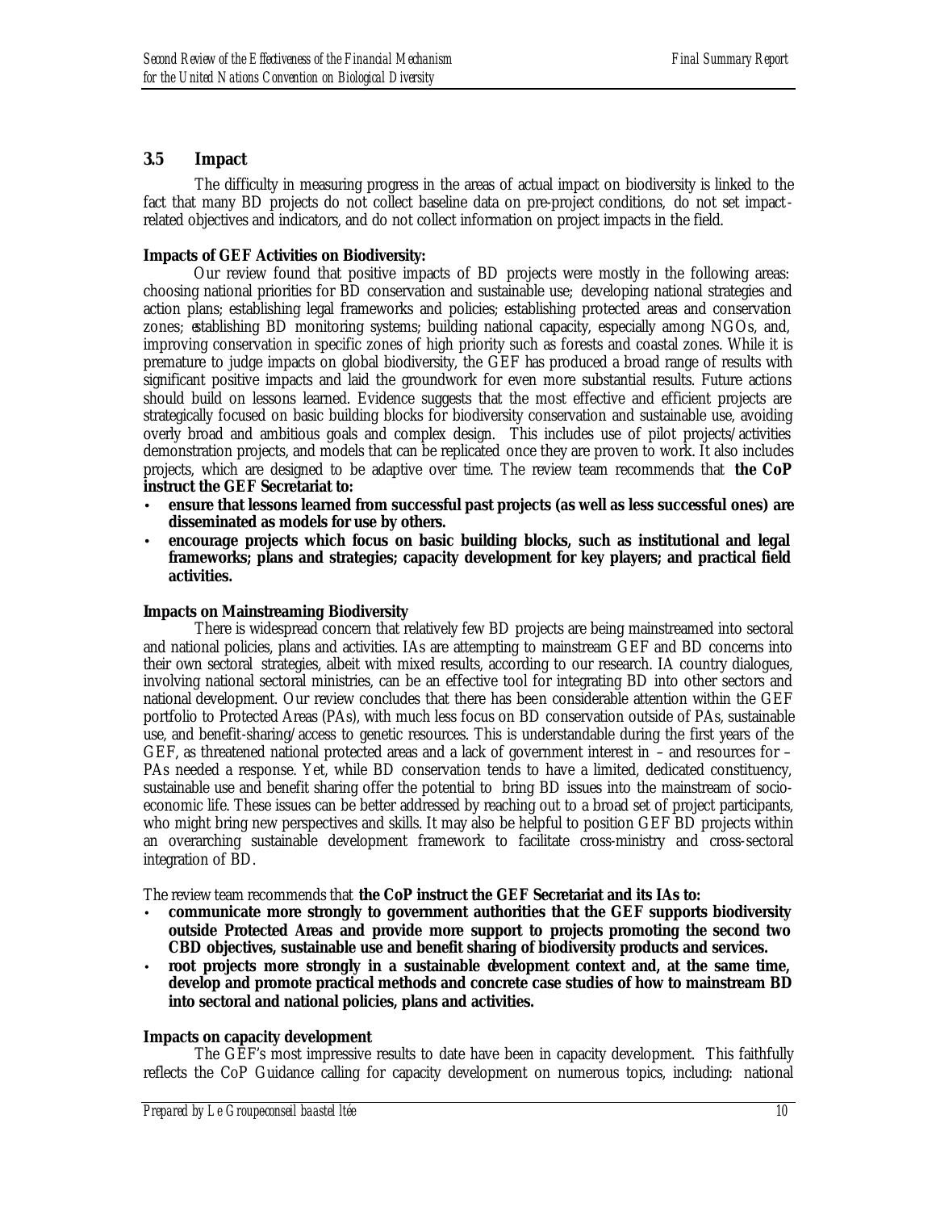## 3.5 Impact

The difficulty in measuring progress in the areas of actual impact on biodiversity is linked to the fact that many BD projects do not collect baseline data on pre-project conditions, do not set impact-related objectives and indicators, and do not collect information on project impacts in the field.

**Impacts of GEF Activities on Biodiversity:**

Our review found that positive impacts of BD projects were mostly in the following areas: choosing national priorities for BD conservation and sustainable use; developing national strategies and action plans; establishing legal frameworks and policies; establishing protected areas and conservation zones; establishing BD monitoring systems; building national capacity, especially among NGOs, and, improving conservation in specific zones of high priority such as forests and coastal zones. While it is premature to judge impacts on global biodiversity, the GEF has produced a broad range of results with significant positive impacts and laid the groundwork for even more substantial results. Future actions should build on lessons learned. Evidence suggests that the most effective and efficient projects are strategically focused on basic building blocks for biodiversity conservation and sustainable use, avoiding overly broad and ambitious goals and complex design. This includes use of pilot projects/activities demonstration projects, and models that can be replicated once they are proven to work. It also includes projects, which are designed to be adaptive over time. The review team recommends that **the CoP instruct the GEF Secretariat to:**

- **ensure that lessons learned from successful past projects (as well as less successful ones) are disseminated as models for use by others.**
- **encourage projects which focus on basic building blocks, such as institutional and legal frameworks; plans and strategies; capacity development for key players; and practical field activities.**

**Impacts on Mainstreaming Biodiversity**

There is widespread concern that relatively few BD projects are being mainstreamed into sectoral and national policies, plans and activities. IAs are attempting to mainstream GEF and BD concerns into their own sectoral strategies, albeit with mixed results, according to our research. IA country dialogues, involving national sectoral ministries, can be an effective tool for integrating BD into other sectors and national development. Our review concludes that there has been considerable attention within the GEF portfolio to Protected Areas (PAs), with much less focus on BD conservation outside of PAs, sustainable use, and benefit-sharing/access to genetic resources. This is understandable during the first years of the GEF, as threatened national protected areas and a lack of government interest in – and resources for – PAs needed a response. Yet, while BD conservation tends to have a limited, dedicated constituency, sustainable use and benefit sharing offer the potential to bring BD issues into the mainstream of socio-economic life. These issues can be better addressed by reaching out to a broad set of project participants, who might bring new perspectives and skills. It may also be helpful to position GEF BD projects within an overarching sustainable development framework to facilitate cross-ministry and cross-sectoral integration of BD.

The review team recommends that **the CoP instruct the GEF Secretariat and its IAs to:**

- **communicate more strongly to government authorities that the GEF supports biodiversity outside Protected Areas and provide more support to projects promoting the second two CBD objectives, sustainable use and benefit sharing of biodiversity products and services.**
- **root projects more strongly in a sustainable development context and, at the same time, develop and promote practical methods and concrete case studies of how to mainstream BD into sectoral and national policies, plans and activities.**

**Impacts on capacity development**

The GEF's most impressive results to date have been in capacity development. This faithfully reflects the CoP Guidance calling for capacity development on numerous topics, including: national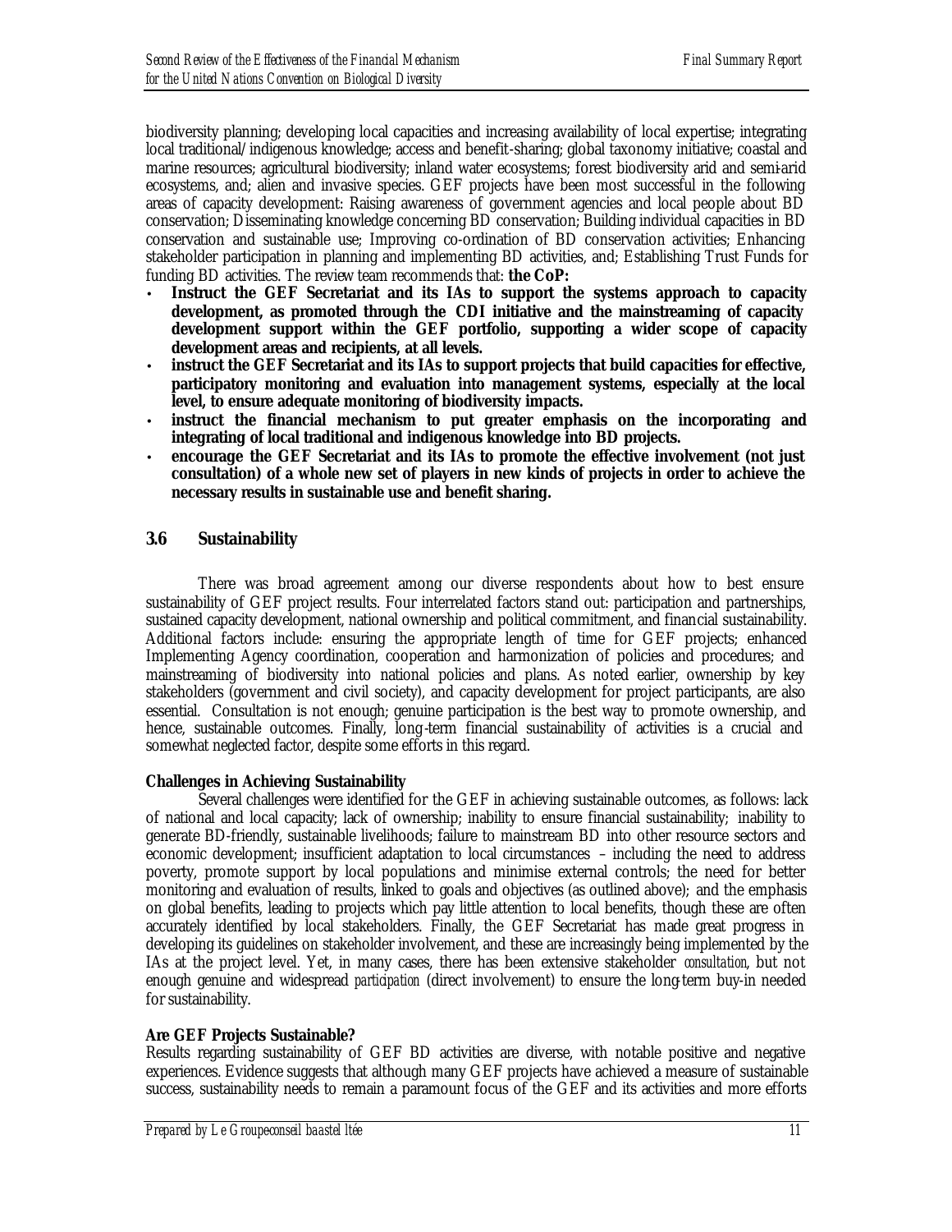biodiversity planning; developing local capacities and increasing availability of local expertise; integrating local traditional/indigenous knowledge; access and benefit-sharing; global taxonomy initiative; coastal and marine resources; agricultural biodiversity; inland water ecosystems; forest biodiversity arid and semi-arid ecosystems, and; alien and invasive species. GEF projects have been most successful in the following areas of capacity development: Raising awareness of government agencies and local people about BD conservation; Disseminating knowledge concerning BD conservation; Building individual capacities in BD conservation and sustainable use; Improving co-ordination of BD conservation activities; Enhancing stakeholder participation in planning and implementing BD activities, and; Establishing Trust Funds for funding BD activities. The review team recommends that: **the CoP:**

- **Instruct the GEF Secretariat and its IAs to support the systems approach to capacity development, as promoted through the CDI initiative and the mainstreaming of capacity development support within the GEF portfolio, supporting a wider scope of capacity development areas and recipients, at all levels.**
- **instruct the GEF Secretariat and its IAs to support projects that build capacities for effective, participatory monitoring and evaluation into management systems, especially at the local level, to ensure adequate monitoring of biodiversity impacts.**
- **instruct the financial mechanism to put greater emphasis on the incorporating and integrating of local traditional and indigenous knowledge into BD projects.**
- **encourage the GEF Secretariat and its IAs to promote the effective involvement (not just consultation) of a whole new set of players in new kinds of projects in order to achieve the necessary results in sustainable use and benefit sharing.**

## 3.6 Sustainability

There was broad agreement among our diverse respondents about how to best ensure sustainability of GEF project results. Four interrelated factors stand out: participation and partnerships, sustained capacity development, national ownership and political commitment, and financial sustainability. Additional factors include: ensuring the appropriate length of time for GEF projects; enhanced Implementing Agency coordination, cooperation and harmonization of policies and procedures; and mainstreaming of biodiversity into national policies and plans. As noted earlier, ownership by key stakeholders (government and civil society), and capacity development for project participants, are also essential. Consultation is not enough; genuine participation is the best way to promote ownership, and hence, sustainable outcomes. Finally, long-term financial sustainability of activities is a crucial and somewhat neglected factor, despite some efforts in this regard.

**Challenges in Achieving Sustainability**

Several challenges were identified for the GEF in achieving sustainable outcomes, as follows: lack of national and local capacity; lack of ownership; inability to ensure financial sustainability; inability to generate BD-friendly, sustainable livelihoods; failure to mainstream BD into other resource sectors and economic development; insufficient adaptation to local circumstances – including the need to address poverty, promote support by local populations and minimise external controls; the need for better monitoring and evaluation of results, linked to goals and objectives (as outlined above); and the emphasis on global benefits, leading to projects which pay little attention to local benefits, though these are often accurately identified by local stakeholders. Finally, the GEF Secretariat has made great progress in developing its guidelines on stakeholder involvement, and these are increasingly being implemented by the IAs at the project level. Yet, in many cases, there has been extensive stakeholder *consultation*, but not enough genuine and widespread *participation* (direct involvement) to ensure the long-term buy-in needed for sustainability.

**Are GEF Projects Sustainable?**

Results regarding sustainability of GEF BD activities are diverse, with notable positive and negative experiences. Evidence suggests that although many GEF projects have achieved a measure of sustainable success, sustainability needs to remain a paramount focus of the GEF and its activities and more efforts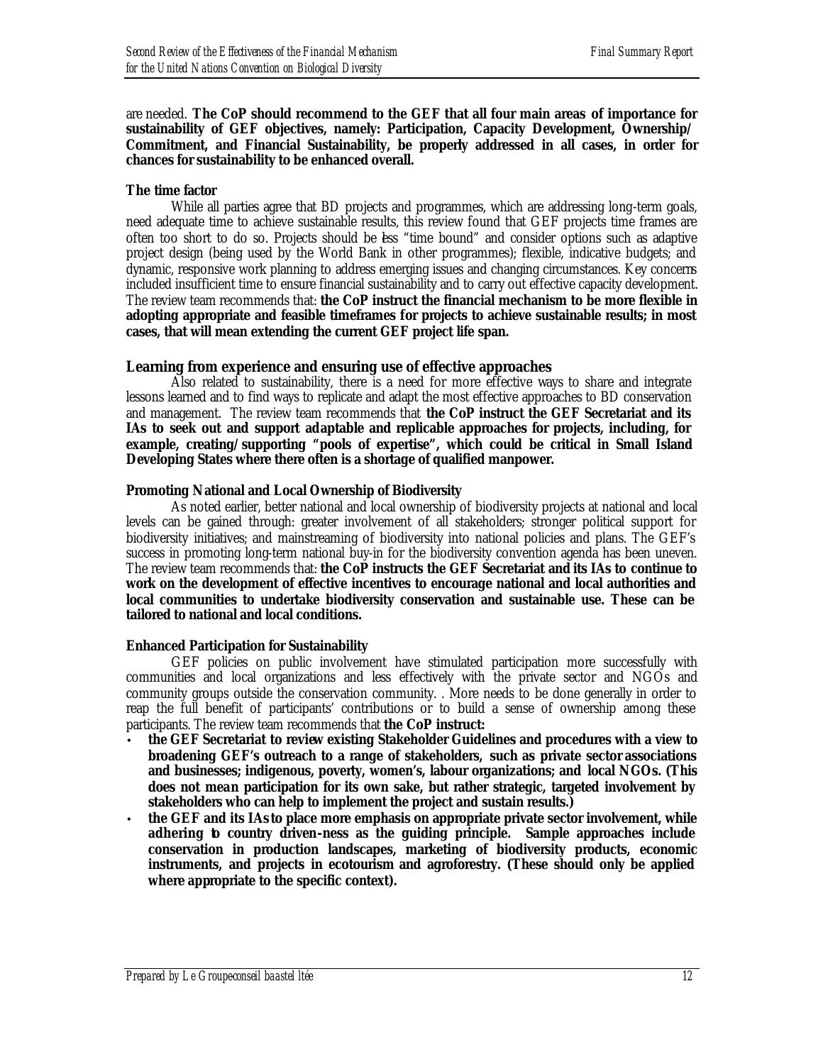are needed. **The CoP should recommend to the GEF that all four main areas of importance for sustainability of GEF objectives, namely: Participation, Capacity Development, Ownership/ Commitment, and Financial Sustainability, be properly addressed in all cases, in order for chances for sustainability to be enhanced overall.**

**The time factor**

While all parties agree that BD projects and programmes, which are addressing long-term goals, need adequate time to achieve sustainable results, this review found that GEF projects time frames are often too short to do so. Projects should be less "time bound" and consider options such as adaptive project design (being used by the World Bank in other programmes); flexible, indicative budgets; and dynamic, responsive work planning to address emerging issues and changing circumstances. Key concerns included insufficient time to ensure financial sustainability and to carry out effective capacity development. The review team recommends that: **the CoP instruct the financial mechanism to be more flexible in adopting appropriate and feasible timeframes for projects to achieve sustainable results; in most cases, that will mean extending the current GEF project life span.**

## Learning from experience and ensuring use of effective approaches

Also related to sustainability, there is a need for more effective ways to share and integrate lessons learned and to find ways to replicate and adapt the most effective approaches to BD conservation and management. The review team recommends that **the CoP instruct the GEF Secretariat and its IAs to seek out and support adaptable and replicable approaches for projects, including, for example, creating/supporting "pools of expertise", which could be critical in Small Island Developing States where there often is a shortage of qualified manpower.**

**Promoting National and Local Ownership of Biodiversity**

As noted earlier, better national and local ownership of biodiversity projects at national and local levels can be gained through: greater involvement of all stakeholders; stronger political support for biodiversity initiatives; and mainstreaming of biodiversity into national policies and plans. The GEF's success in promoting long-term national buy-in for the biodiversity convention agenda has been uneven. The review team recommends that: **the CoP instructs the GEF Secretariat and its IAs to continue to work on the development of effective incentives to encourage national and local authorities and local communities to undertake biodiversity conservation and sustainable use. These can be tailored to national and local conditions.**

**Enhanced Participation for Sustainability**

GEF policies on public involvement have stimulated participation more successfully with communities and local organizations and less effectively with the private sector and NGOs and community groups outside the conservation community. . More needs to be done generally in order to reap the full benefit of participants' contributions or to build a sense of ownership among these participants. The review team recommends that **the CoP instruct:**

- **the GEF Secretariat to review existing Stakeholder Guidelines and procedures with a view to broadening GEF's outreach to a range of stakeholders, such as private sector associations and businesses; indigenous, poverty, women's, labour organizations; and local NGOs. (This does not mean participation for its own sake, but rather strategic, targeted involvement by stakeholders who can help to implement the project and sustain results.)**
- **the GEF and its IAs to place more emphasis on appropriate private sector involvement, while adhering to country driven-ness as the guiding principle. Sample approaches include conservation in production landscapes, marketing of biodiversity products, economic instruments, and projects in ecotourism and agroforestry. (These should only be applied where appropriate to the specific context).**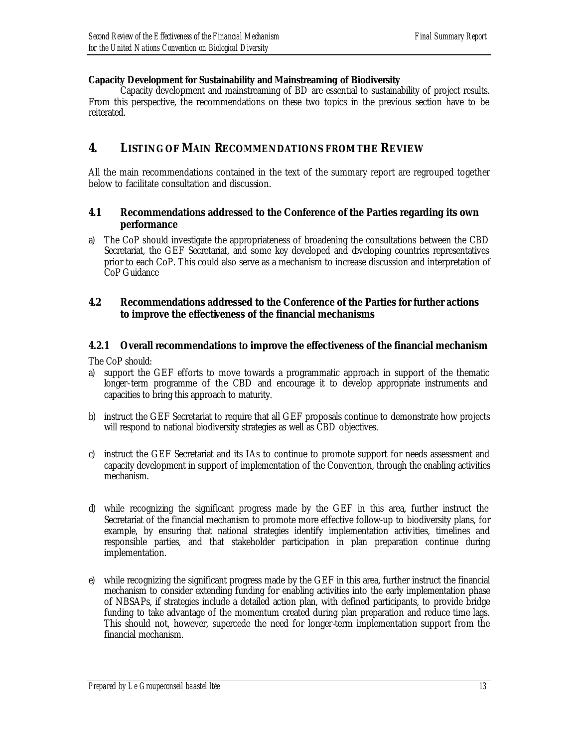**Capacity Development for Sustainability and Mainstreaming of Biodiversity**

Capacity development and mainstreaming of BD are essential to sustainability of project results. From this perspective, the recommendations on these two topics in the previous section have to be reiterated.

# 4. LISTING OF MAIN RECOMMENDATIONS FROM THE REVIEW

All the main recommendations contained in the text of the summary report are regrouped together below to facilitate consultation and discussion.

## 4.1 Recommendations addressed to the Conference of the Parties regarding its own performance

a) The CoP should investigate the appropriateness of broadening the consultations between the CBD Secretariat, the GEF Secretariat, and some key developed and developing countries representatives prior to each CoP. This could also serve as a mechanism to increase discussion and interpretation of CoP Guidance

## 4.2 Recommendations addressed to the Conference of the Parties for further actions to improve the effectiveness of the financial mechanisms

### 4.2.1 Overall recommendations to improve the effectiveness of the financial mechanism

The CoP should:

a) support the GEF efforts to move towards a programmatic approach in support of the thematic longer-term programme of the CBD and encourage it to develop appropriate instruments and capacities to bring this approach to maturity.

b) instruct the GEF Secretariat to require that all GEF proposals continue to demonstrate how projects will respond to national biodiversity strategies as well as CBD objectives.

c) instruct the GEF Secretariat and its IAs to continue to promote support for needs assessment and capacity development in support of implementation of the Convention, through the enabling activities mechanism.

d) while recognizing the significant progress made by the GEF in this area, further instruct the Secretariat of the financial mechanism to promote more effective follow-up to biodiversity plans, for example, by ensuring that national strategies identify implementation activities, timelines and responsible parties, and that stakeholder participation in plan preparation continue during implementation.

e) while recognizing the significant progress made by the GEF in this area, further instruct the financial mechanism to consider extending funding for enabling activities into the early implementation phase of NBSAPs, if strategies include a detailed action plan, with defined participants, to provide bridge funding to take advantage of the momentum created during plan preparation and reduce time lags. This should not, however, supercede the need for longer-term implementation support from the financial mechanism.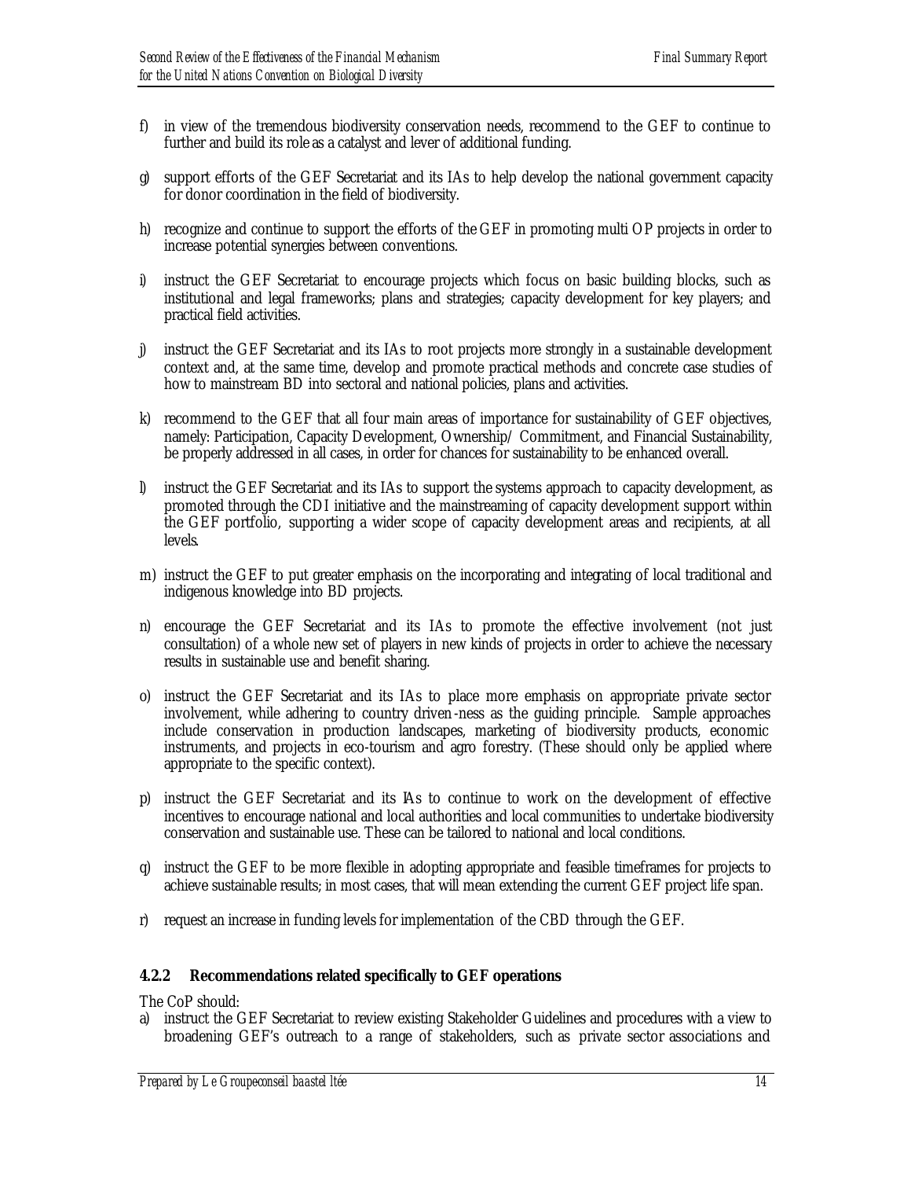f) in view of the tremendous biodiversity conservation needs, recommend to the GEF to continue to further and build its role as a catalyst and lever of additional funding.

g) support efforts of the GEF Secretariat and its IAs to help develop the national government capacity for donor coordination in the field of biodiversity.

h) recognize and continue to support the efforts of the GEF in promoting multi OP projects in order to increase potential synergies between conventions.

i) instruct the GEF Secretariat to encourage projects which focus on basic building blocks, such as institutional and legal frameworks; plans and strategies; capacity development for key players; and practical field activities.

j) instruct the GEF Secretariat and its IAs to root projects more strongly in a sustainable development context and, at the same time, develop and promote practical methods and concrete case studies of how to mainstream BD into sectoral and national policies, plans and activities.

k) recommend to the GEF that all four main areas of importance for sustainability of GEF objectives, namely: Participation, Capacity Development, Ownership/ Commitment, and Financial Sustainability, be properly addressed in all cases, in order for chances for sustainability to be enhanced overall.

l) instruct the GEF Secretariat and its IAs to support the systems approach to capacity development, as promoted through the CDI initiative and the mainstreaming of capacity development support within the GEF portfolio, supporting a wider scope of capacity development areas and recipients, at all levels.

m) instruct the GEF to put greater emphasis on the incorporating and integrating of local traditional and indigenous knowledge into BD projects.

n) encourage the GEF Secretariat and its IAs to promote the effective involvement (not just consultation) of a whole new set of players in new kinds of projects in order to achieve the necessary results in sustainable use and benefit sharing.

o) instruct the GEF Secretariat and its IAs to place more emphasis on appropriate private sector involvement, while adhering to country driven-ness as the guiding principle. Sample approaches include conservation in production landscapes, marketing of biodiversity products, economic instruments, and projects in eco-tourism and agro forestry. (These should only be applied where appropriate to the specific context).

p) instruct the GEF Secretariat and its IAs to continue to work on the development of effective incentives to encourage national and local authorities and local communities to undertake biodiversity conservation and sustainable use. These can be tailored to national and local conditions.

q) instruct the GEF to be more flexible in adopting appropriate and feasible timeframes for projects to achieve sustainable results; in most cases, that will mean extending the current GEF project life span.

r) request an increase in funding levels for implementation of the CBD through the GEF.

#### 4.2.2 Recommendations related specifically to GEF operations

The CoP should:

a) instruct the GEF Secretariat to review existing Stakeholder Guidelines and procedures with a view to broadening GEF's outreach to a range of stakeholders, such as private sector associations and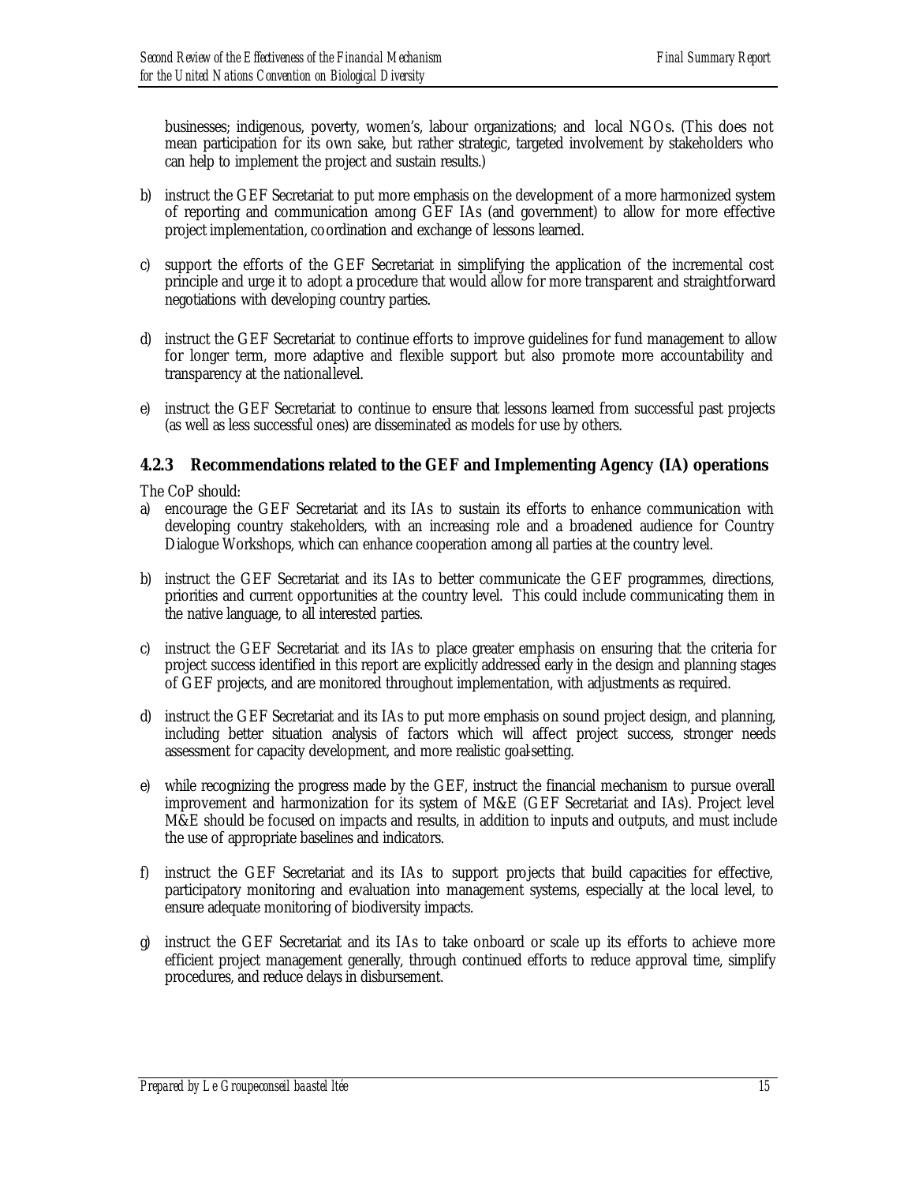businesses; indigenous, poverty, women's, labour organizations; and local NGOs. (This does not mean participation for its own sake, but rather strategic, targeted involvement by stakeholders who can help to implement the project and sustain results.)

b) instruct the GEF Secretariat to put more emphasis on the development of a more harmonized system of reporting and communication among GEF IAs (and government) to allow for more effective project implementation, coordination and exchange of lessons learned.

c) support the efforts of the GEF Secretariat in simplifying the application of the incremental cost principle and urge it to adopt a procedure that would allow for more transparent and straightforward negotiations with developing country parties.

d) instruct the GEF Secretariat to continue efforts to improve guidelines for fund management to allow for longer term, more adaptive and flexible support but also promote more accountability and transparency at the national level.

e) instruct the GEF Secretariat to continue to ensure that lessons learned from successful past projects (as well as less successful ones) are disseminated as models for use by others.

### 4.2.3 Recommendations related to the GEF and Implementing Agency (IA) operations

The CoP should:

a) encourage the GEF Secretariat and its IAs to sustain its efforts to enhance communication with developing country stakeholders, with an increasing role and a broadened audience for Country Dialogue Workshops, which can enhance cooperation among all parties at the country level.

b) instruct the GEF Secretariat and its IAs to better communicate the GEF programmes, directions, priorities and current opportunities at the country level. This could include communicating them in the native language, to all interested parties.

c) instruct the GEF Secretariat and its IAs to place greater emphasis on ensuring that the criteria for project success identified in this report are explicitly addressed early in the design and planning stages of GEF projects, and are monitored throughout implementation, with adjustments as required.

d) instruct the GEF Secretariat and its IAs to put more emphasis on sound project design, and planning, including better situation analysis of factors which will affect project success, stronger needs assessment for capacity development, and more realistic goal-setting.

e) while recognizing the progress made by the GEF, instruct the financial mechanism to pursue overall improvement and harmonization for its system of M&E (GEF Secretariat and IAs). Project level M&E should be focused on impacts and results, in addition to inputs and outputs, and must include the use of appropriate baselines and indicators.

f) instruct the GEF Secretariat and its IAs to support projects that build capacities for effective, participatory monitoring and evaluation into management systems, especially at the local level, to ensure adequate monitoring of biodiversity impacts.

g) instruct the GEF Secretariat and its IAs to take onboard or scale up its efforts to achieve more efficient project management generally, through continued efforts to reduce approval time, simplify procedures, and reduce delays in disbursement.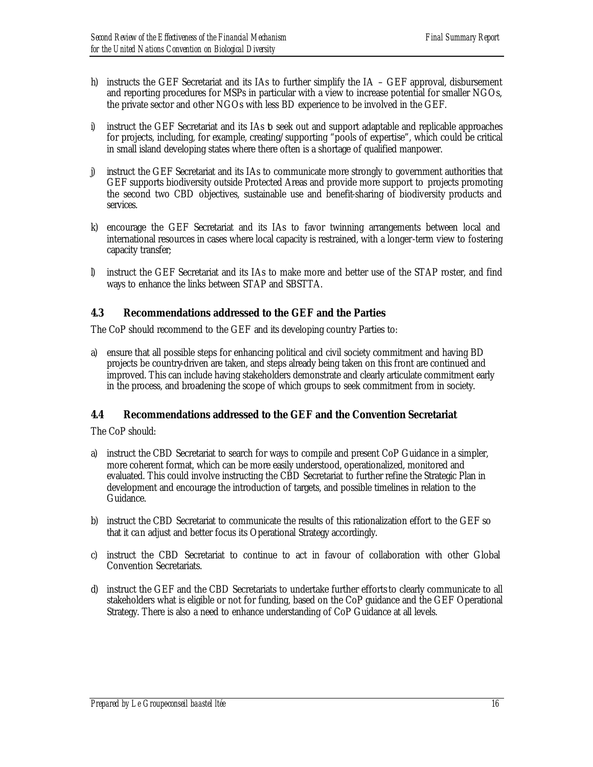h) instructs the GEF Secretariat and its IAs to further simplify the IA – GEF approval, disbursement and reporting procedures for MSPs in particular with a view to increase potential for smaller NGOs, the private sector and other NGOs with less BD experience to be involved in the GEF.

i) instruct the GEF Secretariat and its IAs to seek out and support adaptable and replicable approaches for projects, including, for example, creating/supporting "pools of expertise", which could be critical in small island developing states where there often is a shortage of qualified manpower.

j) instruct the GEF Secretariat and its IAs to communicate more strongly to government authorities that GEF supports biodiversity outside Protected Areas and provide more support to projects promoting the second two CBD objectives, sustainable use and benefit-sharing of biodiversity products and services.

k) encourage the GEF Secretariat and its IAs to favor twinning arrangements between local and international resources in cases where local capacity is restrained, with a longer-term view to fostering capacity transfer;

l) instruct the GEF Secretariat and its IAs to make more and better use of the STAP roster, and find ways to enhance the links between STAP and SBSTTA.

### 4.3 Recommendations addressed to the GEF and the Parties

The CoP should recommend to the GEF and its developing country Parties to:

a) ensure that all possible steps for enhancing political and civil society commitment and having BD projects be country-driven are taken, and steps already being taken on this front are continued and improved. This can include having stakeholders demonstrate and clearly articulate commitment early in the process, and broadening the scope of which groups to seek commitment from in society.

### 4.4 Recommendations addressed to the GEF and the Convention Secretariat

The CoP should:

a) instruct the CBD Secretariat to search for ways to compile and present CoP Guidance in a simpler, more coherent format, which can be more easily understood, operationalized, monitored and evaluated. This could involve instructing the CBD Secretariat to further refine the Strategic Plan in development and encourage the introduction of targets, and possible timelines in relation to the Guidance.

b) instruct the CBD Secretariat to communicate the results of this rationalization effort to the GEF so that it can adjust and better focus its Operational Strategy accordingly.

c) instruct the CBD Secretariat to continue to act in favour of collaboration with other Global Convention Secretariats.

d) instruct the GEF and the CBD Secretariats to undertake further efforts to clearly communicate to all stakeholders what is eligible or not for funding, based on the CoP guidance and the GEF Operational Strategy. There is also a need to enhance understanding of CoP Guidance at all levels.